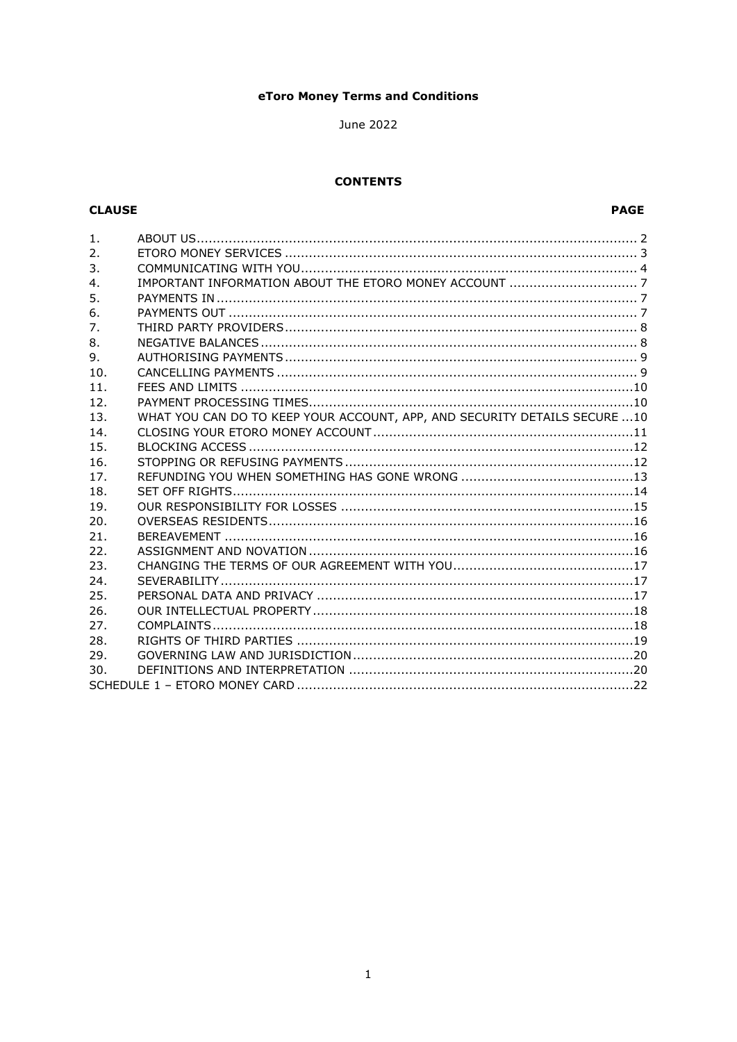# eToro Money Terms and Conditions

June 2022

## CONTENTS

| CLAUSE | | PAGE |
|---|---|---|
| 1. | ABOUT US | 2 |
| 2. | ETORO MONEY SERVICES | 3 |
| 3. | COMMUNICATING WITH YOU | 4 |
| 4. | IMPORTANT INFORMATION ABOUT THE ETORO MONEY ACCOUNT | 7 |
| 5. | PAYMENTS IN | 7 |
| 6. | PAYMENTS OUT | 7 |
| 7. | THIRD PARTY PROVIDERS | 8 |
| 8. | NEGATIVE BALANCES | 8 |
| 9. | AUTHORISING PAYMENTS | 9 |
| 10. | CANCELLING PAYMENTS | 9 |
| 11. | FEES AND LIMITS | 10 |
| 12. | PAYMENT PROCESSING TIMES | 10 |
| 13. | WHAT YOU CAN DO TO KEEP YOUR ACCOUNT, APP, AND SECURITY DETAILS SECURE | 10 |
| 14. | CLOSING YOUR ETORO MONEY ACCOUNT | 11 |
| 15. | BLOCKING ACCESS | 12 |
| 16. | STOPPING OR REFUSING PAYMENTS | 12 |
| 17. | REFUNDING YOU WHEN SOMETHING HAS GONE WRONG | 13 |
| 18. | SET OFF RIGHTS | 14 |
| 19. | OUR RESPONSIBILITY FOR LOSSES | 15 |
| 20. | OVERSEAS RESIDENTS | 16 |
| 21. | BEREAVEMENT | 16 |
| 22. | ASSIGNMENT AND NOVATION | 16 |
| 23. | CHANGING THE TERMS OF OUR AGREEMENT WITH YOU | 17 |
| 24. | SEVERABILITY | 17 |
| 25. | PERSONAL DATA AND PRIVACY | 17 |
| 26. | OUR INTELLECTUAL PROPERTY | 18 |
| 27. | COMPLAINTS | 18 |
| 28. | RIGHTS OF THIRD PARTIES | 19 |
| 29. | GOVERNING LAW AND JURISDICTION | 20 |
| 30. | DEFINITIONS AND INTERPRETATION | 20 |
| SCHEDULE 1 – ETORO MONEY CARD | | 22 |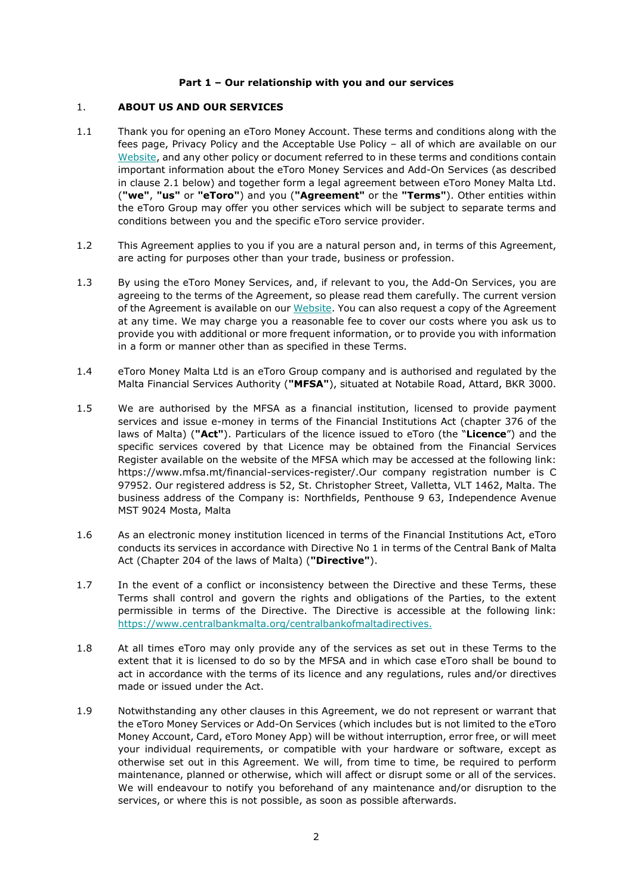**Part 1 – Our relationship with you and our services**

1. **ABOUT US AND OUR SERVICES**

1.1 Thank you for opening an eToro Money Account. These terms and conditions along with the fees page, Privacy Policy and the Acceptable Use Policy – all of which are available on our Website, and any other policy or document referred to in these terms and conditions contain important information about the eToro Money Services and Add-On Services (as described in clause 2.1 below) and together form a legal agreement between eToro Money Malta Ltd. (**"we"**, **"us"** or **"eToro"**) and you (**"Agreement"** or the **"Terms"**). Other entities within the eToro Group may offer you other services which will be subject to separate terms and conditions between you and the specific eToro service provider.

1.2 This Agreement applies to you if you are a natural person and, in terms of this Agreement, are acting for purposes other than your trade, business or profession.

1.3 By using the eToro Money Services, and, if relevant to you, the Add-On Services, you are agreeing to the terms of the Agreement, so please read them carefully. The current version of the Agreement is available on our Website. You can also request a copy of the Agreement at any time. We may charge you a reasonable fee to cover our costs where you ask us to provide you with additional or more frequent information, or to provide you with information in a form or manner other than as specified in these Terms.

1.4 eToro Money Malta Ltd is an eToro Group company and is authorised and regulated by the Malta Financial Services Authority (**"MFSA"**), situated at Notabile Road, Attard, BKR 3000.

1.5 We are authorised by the MFSA as a financial institution, licensed to provide payment services and issue e-money in terms of the Financial Institutions Act (chapter 376 of the laws of Malta) (**"Act"**). Particulars of the licence issued to eToro (the "**Licence**") and the specific services covered by that Licence may be obtained from the Financial Services Register available on the website of the MFSA which may be accessed at the following link: https://www.mfsa.mt/financial-services-register/.Our company registration number is C 97952. Our registered address is 52, St. Christopher Street, Valletta, VLT 1462, Malta. The business address of the Company is: Northfields, Penthouse 9 63, Independence Avenue MST 9024 Mosta, Malta

1.6 As an electronic money institution licenced in terms of the Financial Institutions Act, eToro conducts its services in accordance with Directive No 1 in terms of the Central Bank of Malta Act (Chapter 204 of the laws of Malta) (**"Directive"**).

1.7 In the event of a conflict or inconsistency between the Directive and these Terms, these Terms shall control and govern the rights and obligations of the Parties, to the extent permissible in terms of the Directive. The Directive is accessible at the following link: https://www.centralbankmalta.org/centralbankofmaltadirectives.

1.8 At all times eToro may only provide any of the services as set out in these Terms to the extent that it is licensed to do so by the MFSA and in which case eToro shall be bound to act in accordance with the terms of its licence and any regulations, rules and/or directives made or issued under the Act.

1.9 Notwithstanding any other clauses in this Agreement, we do not represent or warrant that the eToro Money Services or Add-On Services (which includes but is not limited to the eToro Money Account, Card, eToro Money App) will be without interruption, error free, or will meet your individual requirements, or compatible with your hardware or software, except as otherwise set out in this Agreement. We will, from time to time, be required to perform maintenance, planned or otherwise, which will affect or disrupt some or all of the services. We will endeavour to notify you beforehand of any maintenance and/or disruption to the services, or where this is not possible, as soon as possible afterwards.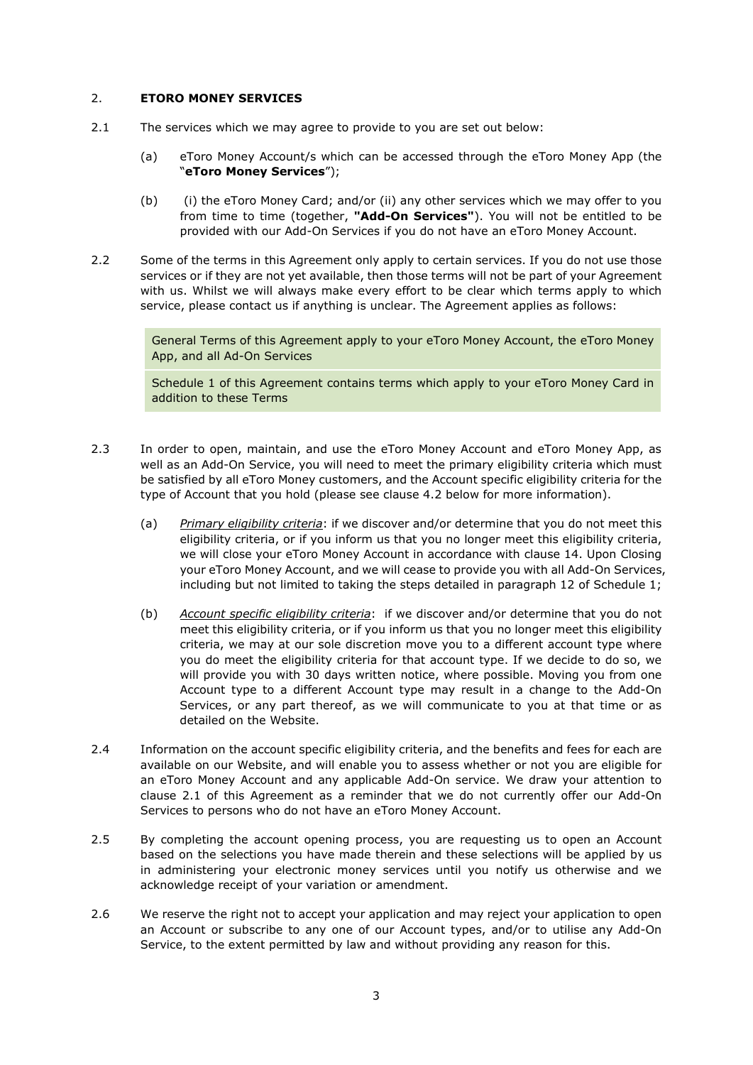## 2. **ETORO MONEY SERVICES**

2.1 The services which we may agree to provide to you are set out below:

(a) eToro Money Account/s which can be accessed through the eToro Money App (the "**eToro Money Services**");

(b) (i) the eToro Money Card; and/or (ii) any other services which we may offer to you from time to time (together, **"Add-On Services"**). You will not be entitled to be provided with our Add-On Services if you do not have an eToro Money Account.

2.2 Some of the terms in this Agreement only apply to certain services. If you do not use those services or if they are not yet available, then those terms will not be part of your Agreement with us. Whilst we will always make every effort to be clear which terms apply to which service, please contact us if anything is unclear. The Agreement applies as follows:

| |
|---|
| General Terms of this Agreement apply to your eToro Money Account, the eToro Money App, and all Ad-On Services |
| Schedule 1 of this Agreement contains terms which apply to your eToro Money Card in addition to these Terms |

2.3 In order to open, maintain, and use the eToro Money Account and eToro Money App, as well as an Add-On Service, you will need to meet the primary eligibility criteria which must be satisfied by all eToro Money customers, and the Account specific eligibility criteria for the type of Account that you hold (please see clause 4.2 below for more information).

(a) *Primary eligibility criteria*: if we discover and/or determine that you do not meet this eligibility criteria, or if you inform us that you no longer meet this eligibility criteria, we will close your eToro Money Account in accordance with clause 14. Upon Closing your eToro Money Account, and we will cease to provide you with all Add-On Services, including but not limited to taking the steps detailed in paragraph 12 of Schedule 1;

(b) *Account specific eligibility criteria*: if we discover and/or determine that you do not meet this eligibility criteria, or if you inform us that you no longer meet this eligibility criteria, we may at our sole discretion move you to a different account type where you do meet the eligibility criteria for that account type. If we decide to do so, we will provide you with 30 days written notice, where possible. Moving you from one Account type to a different Account type may result in a change to the Add-On Services, or any part thereof, as we will communicate to you at that time or as detailed on the Website.

2.4 Information on the account specific eligibility criteria, and the benefits and fees for each are available on our Website, and will enable you to assess whether or not you are eligible for an eToro Money Account and any applicable Add-On service. We draw your attention to clause 2.1 of this Agreement as a reminder that we do not currently offer our Add-On Services to persons who do not have an eToro Money Account.

2.5 By completing the account opening process, you are requesting us to open an Account based on the selections you have made therein and these selections will be applied by us in administering your electronic money services until you notify us otherwise and we acknowledge receipt of your variation or amendment.

2.6 We reserve the right not to accept your application and may reject your application to open an Account or subscribe to any one of our Account types, and/or to utilise any Add-On Service, to the extent permitted by law and without providing any reason for this.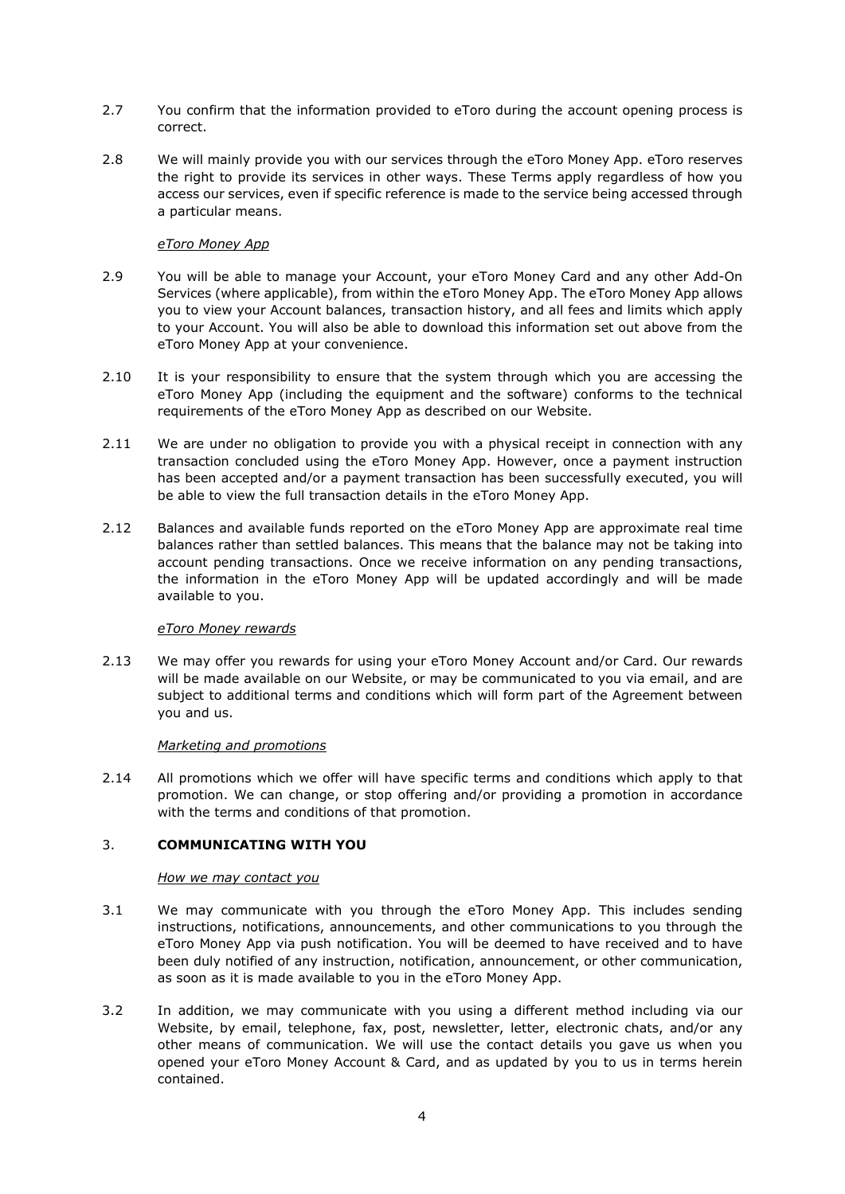2.7 You confirm that the information provided to eToro during the account opening process is correct.

2.8 We will mainly provide you with our services through the eToro Money App. eToro reserves the right to provide its services in other ways. These Terms apply regardless of how you access our services, even if specific reference is made to the service being accessed through a particular means.

*eToro Money App*

2.9 You will be able to manage your Account, your eToro Money Card and any other Add-On Services (where applicable), from within the eToro Money App. The eToro Money App allows you to view your Account balances, transaction history, and all fees and limits which apply to your Account. You will also be able to download this information set out above from the eToro Money App at your convenience.

2.10 It is your responsibility to ensure that the system through which you are accessing the eToro Money App (including the equipment and the software) conforms to the technical requirements of the eToro Money App as described on our Website.

2.11 We are under no obligation to provide you with a physical receipt in connection with any transaction concluded using the eToro Money App. However, once a payment instruction has been accepted and/or a payment transaction has been successfully executed, you will be able to view the full transaction details in the eToro Money App.

2.12 Balances and available funds reported on the eToro Money App are approximate real time balances rather than settled balances. This means that the balance may not be taking into account pending transactions. Once we receive information on any pending transactions, the information in the eToro Money App will be updated accordingly and will be made available to you.

*eToro Money rewards*

2.13 We may offer you rewards for using your eToro Money Account and/or Card. Our rewards will be made available on our Website, or may be communicated to you via email, and are subject to additional terms and conditions which will form part of the Agreement between you and us.

*Marketing and promotions*

2.14 All promotions which we offer will have specific terms and conditions which apply to that promotion. We can change, or stop offering and/or providing a promotion in accordance with the terms and conditions of that promotion.

## 3. COMMUNICATING WITH YOU

*How we may contact you*

3.1 We may communicate with you through the eToro Money App. This includes sending instructions, notifications, announcements, and other communications to you through the eToro Money App via push notification. You will be deemed to have received and to have been duly notified of any instruction, notification, announcement, or other communication, as soon as it is made available to you in the eToro Money App.

3.2 In addition, we may communicate with you using a different method including via our Website, by email, telephone, fax, post, newsletter, letter, electronic chats, and/or any other means of communication. We will use the contact details you gave us when you opened your eToro Money Account & Card, and as updated by you to us in terms herein contained.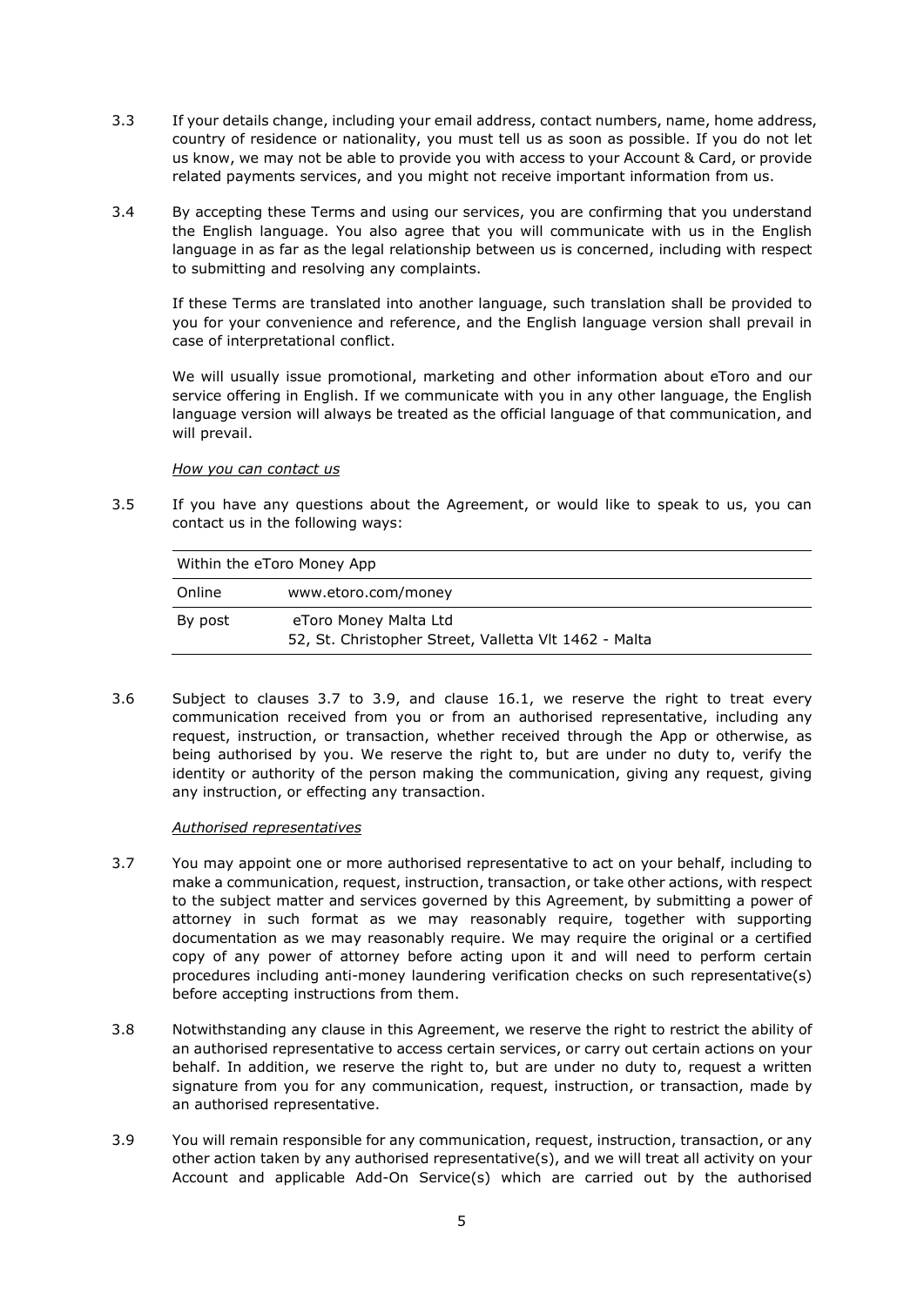3.3 If your details change, including your email address, contact numbers, name, home address, country of residence or nationality, you must tell us as soon as possible. If you do not let us know, we may not be able to provide you with access to your Account & Card, or provide related payments services, and you might not receive important information from us.

3.4 By accepting these Terms and using our services, you are confirming that you understand the English language. You also agree that you will communicate with us in the English language in as far as the legal relationship between us is concerned, including with respect to submitting and resolving any complaints.

If these Terms are translated into another language, such translation shall be provided to you for your convenience and reference, and the English language version shall prevail in case of interpretational conflict.

We will usually issue promotional, marketing and other information about eToro and our service offering in English. If we communicate with you in any other language, the English language version will always be treated as the official language of that communication, and will prevail.

*How you can contact us*

3.5 If you have any questions about the Agreement, or would like to speak to us, you can contact us in the following ways:

| Within the eToro Money App | |
|---|---|
| Online | www.etoro.com/money |
| By post | eToro Money Malta Ltd<br>52, St. Christopher Street, Valletta Vlt 1462 - Malta |

3.6 Subject to clauses 3.7 to 3.9, and clause 16.1, we reserve the right to treat every communication received from you or from an authorised representative, including any request, instruction, or transaction, whether received through the App or otherwise, as being authorised by you. We reserve the right to, but are under no duty to, verify the identity or authority of the person making the communication, giving any request, giving any instruction, or effecting any transaction.

*Authorised representatives*

3.7 You may appoint one or more authorised representative to act on your behalf, including to make a communication, request, instruction, transaction, or take other actions, with respect to the subject matter and services governed by this Agreement, by submitting a power of attorney in such format as we may reasonably require, together with supporting documentation as we may reasonably require. We may require the original or a certified copy of any power of attorney before acting upon it and will need to perform certain procedures including anti-money laundering verification checks on such representative(s) before accepting instructions from them.

3.8 Notwithstanding any clause in this Agreement, we reserve the right to restrict the ability of an authorised representative to access certain services, or carry out certain actions on your behalf. In addition, we reserve the right to, but are under no duty to, request a written signature from you for any communication, request, instruction, or transaction, made by an authorised representative.

3.9 You will remain responsible for any communication, request, instruction, transaction, or any other action taken by any authorised representative(s), and we will treat all activity on your Account and applicable Add-On Service(s) which are carried out by the authorised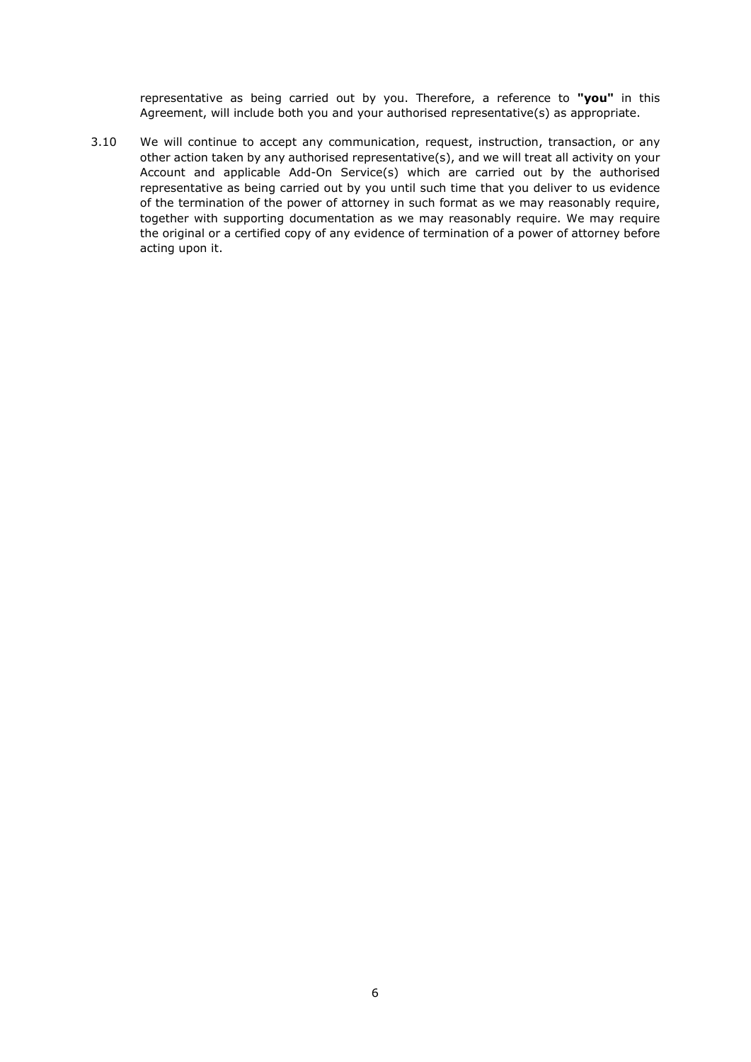representative as being carried out by you. Therefore, a reference to **"you"** in this Agreement, will include both you and your authorised representative(s) as appropriate.

3.10 We will continue to accept any communication, request, instruction, transaction, or any other action taken by any authorised representative(s), and we will treat all activity on your Account and applicable Add-On Service(s) which are carried out by the authorised representative as being carried out by you until such time that you deliver to us evidence of the termination of the power of attorney in such format as we may reasonably require, together with supporting documentation as we may reasonably require. We may require the original or a certified copy of any evidence of termination of a power of attorney before acting upon it.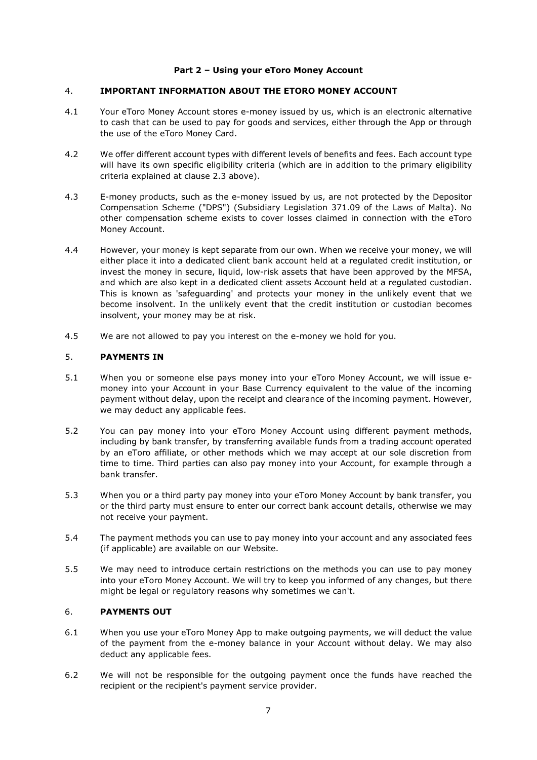## Part 2 – Using your eToro Money Account

### 4. IMPORTANT INFORMATION ABOUT THE ETORO MONEY ACCOUNT

4.1 Your eToro Money Account stores e-money issued by us, which is an electronic alternative to cash that can be used to pay for goods and services, either through the App or through the use of the eToro Money Card.

4.2 We offer different account types with different levels of benefits and fees. Each account type will have its own specific eligibility criteria (which are in addition to the primary eligibility criteria explained at clause 2.3 above).

4.3 E-money products, such as the e-money issued by us, are not protected by the Depositor Compensation Scheme ("DPS") (Subsidiary Legislation 371.09 of the Laws of Malta). No other compensation scheme exists to cover losses claimed in connection with the eToro Money Account.

4.4 However, your money is kept separate from our own. When we receive your money, we will either place it into a dedicated client bank account held at a regulated credit institution, or invest the money in secure, liquid, low-risk assets that have been approved by the MFSA, and which are also kept in a dedicated client assets Account held at a regulated custodian. This is known as 'safeguarding' and protects your money in the unlikely event that we become insolvent. In the unlikely event that the credit institution or custodian becomes insolvent, your money may be at risk.

4.5 We are not allowed to pay you interest on the e-money we hold for you.

### 5. PAYMENTS IN

5.1 When you or someone else pays money into your eToro Money Account, we will issue e-money into your Account in your Base Currency equivalent to the value of the incoming payment without delay, upon the receipt and clearance of the incoming payment. However, we may deduct any applicable fees.

5.2 You can pay money into your eToro Money Account using different payment methods, including by bank transfer, by transferring available funds from a trading account operated by an eToro affiliate, or other methods which we may accept at our sole discretion from time to time. Third parties can also pay money into your Account, for example through a bank transfer.

5.3 When you or a third party pay money into your eToro Money Account by bank transfer, you or the third party must ensure to enter our correct bank account details, otherwise we may not receive your payment.

5.4 The payment methods you can use to pay money into your account and any associated fees (if applicable) are available on our Website.

5.5 We may need to introduce certain restrictions on the methods you can use to pay money into your eToro Money Account. We will try to keep you informed of any changes, but there might be legal or regulatory reasons why sometimes we can't.

### 6. PAYMENTS OUT

6.1 When you use your eToro Money App to make outgoing payments, we will deduct the value of the payment from the e-money balance in your Account without delay. We may also deduct any applicable fees.

6.2 We will not be responsible for the outgoing payment once the funds have reached the recipient or the recipient's payment service provider.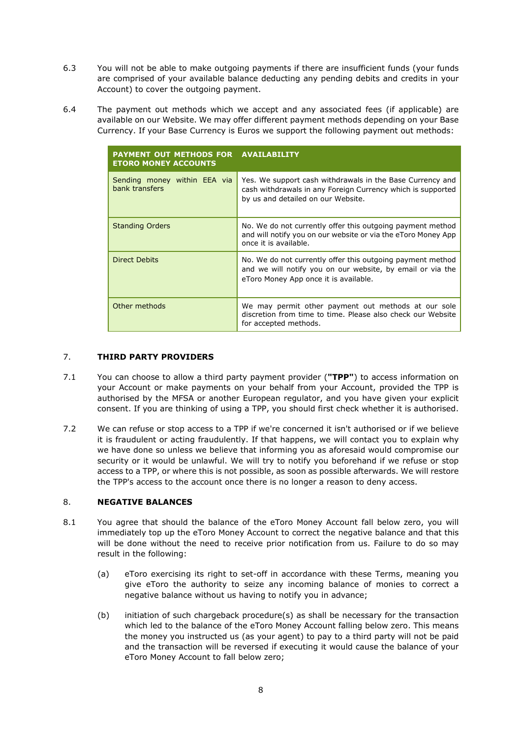6.3 You will not be able to make outgoing payments if there are insufficient funds (your funds are comprised of your available balance deducting any pending debits and credits in your Account) to cover the outgoing payment.

6.4 The payment out methods which we accept and any associated fees (if applicable) are available on our Website. We may offer different payment methods depending on your Base Currency. If your Base Currency is Euros we support the following payment out methods:

| PAYMENT OUT METHODS FOR ETORO MONEY ACCOUNTS | AVAILABILITY |
|---|---|
| Sending money within EEA via bank transfers | Yes. We support cash withdrawals in the Base Currency and cash withdrawals in any Foreign Currency which is supported by us and detailed on our Website. |
| Standing Orders | No. We do not currently offer this outgoing payment method and will notify you on our website or via the eToro Money App once it is available. |
| Direct Debits | No. We do not currently offer this outgoing payment method and we will notify you on our website, by email or via the eToro Money App once it is available. |
| Other methods | We may permit other payment out methods at our sole discretion from time to time. Please also check our Website for accepted methods. |

## 7. THIRD PARTY PROVIDERS

7.1 You can choose to allow a third party payment provider (**"TPP"**) to access information on your Account or make payments on your behalf from your Account, provided the TPP is authorised by the MFSA or another European regulator, and you have given your explicit consent. If you are thinking of using a TPP, you should first check whether it is authorised.

7.2 We can refuse or stop access to a TPP if we're concerned it isn't authorised or if we believe it is fraudulent or acting fraudulently. If that happens, we will contact you to explain why we have done so unless we believe that informing you as aforesaid would compromise our security or it would be unlawful. We will try to notify you beforehand if we refuse or stop access to a TPP, or where this is not possible, as soon as possible afterwards. We will restore the TPP's access to the account once there is no longer a reason to deny access.

## 8. NEGATIVE BALANCES

8.1 You agree that should the balance of the eToro Money Account fall below zero, you will immediately top up the eToro Money Account to correct the negative balance and that this will be done without the need to receive prior notification from us. Failure to do so may result in the following:

(a) eToro exercising its right to set-off in accordance with these Terms, meaning you give eToro the authority to seize any incoming balance of monies to correct a negative balance without us having to notify you in advance;

(b) initiation of such chargeback procedure(s) as shall be necessary for the transaction which led to the balance of the eToro Money Account falling below zero. This means the money you instructed us (as your agent) to pay to a third party will not be paid and the transaction will be reversed if executing it would cause the balance of your eToro Money Account to fall below zero;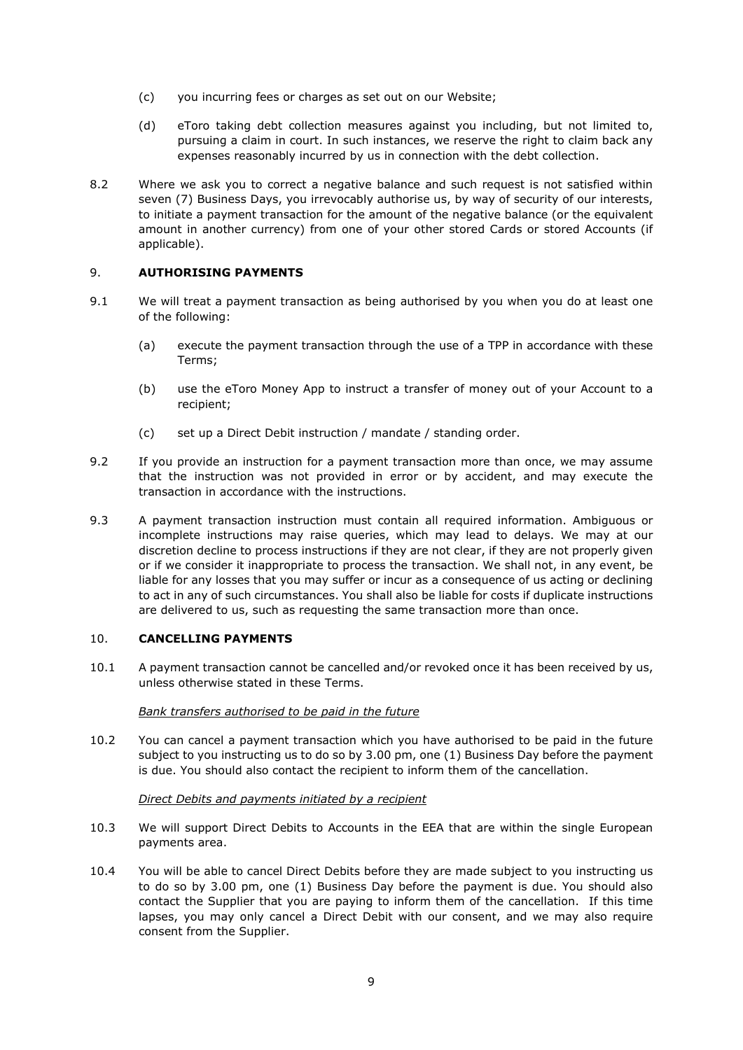(c) you incurring fees or charges as set out on our Website;

(d) eToro taking debt collection measures against you including, but not limited to, pursuing a claim in court. In such instances, we reserve the right to claim back any expenses reasonably incurred by us in connection with the debt collection.

8.2 Where we ask you to correct a negative balance and such request is not satisfied within seven (7) Business Days, you irrevocably authorise us, by way of security of our interests, to initiate a payment transaction for the amount of the negative balance (or the equivalent amount in another currency) from one of your other stored Cards or stored Accounts (if applicable).

## 9. AUTHORISING PAYMENTS

9.1 We will treat a payment transaction as being authorised by you when you do at least one of the following:

(a) execute the payment transaction through the use of a TPP in accordance with these Terms;

(b) use the eToro Money App to instruct a transfer of money out of your Account to a recipient;

(c) set up a Direct Debit instruction / mandate / standing order.

9.2 If you provide an instruction for a payment transaction more than once, we may assume that the instruction was not provided in error or by accident, and may execute the transaction in accordance with the instructions.

9.3 A payment transaction instruction must contain all required information. Ambiguous or incomplete instructions may raise queries, which may lead to delays. We may at our discretion decline to process instructions if they are not clear, if they are not properly given or if we consider it inappropriate to process the transaction. We shall not, in any event, be liable for any losses that you may suffer or incur as a consequence of us acting or declining to act in any of such circumstances. You shall also be liable for costs if duplicate instructions are delivered to us, such as requesting the same transaction more than once.

## 10. CANCELLING PAYMENTS

10.1 A payment transaction cannot be cancelled and/or revoked once it has been received by us, unless otherwise stated in these Terms.

*Bank transfers authorised to be paid in the future*

10.2 You can cancel a payment transaction which you have authorised to be paid in the future subject to you instructing us to do so by 3.00 pm, one (1) Business Day before the payment is due. You should also contact the recipient to inform them of the cancellation.

*Direct Debits and payments initiated by a recipient*

10.3 We will support Direct Debits to Accounts in the EEA that are within the single European payments area.

10.4 You will be able to cancel Direct Debits before they are made subject to you instructing us to do so by 3.00 pm, one (1) Business Day before the payment is due. You should also contact the Supplier that you are paying to inform them of the cancellation. If this time lapses, you may only cancel a Direct Debit with our consent, and we may also require consent from the Supplier.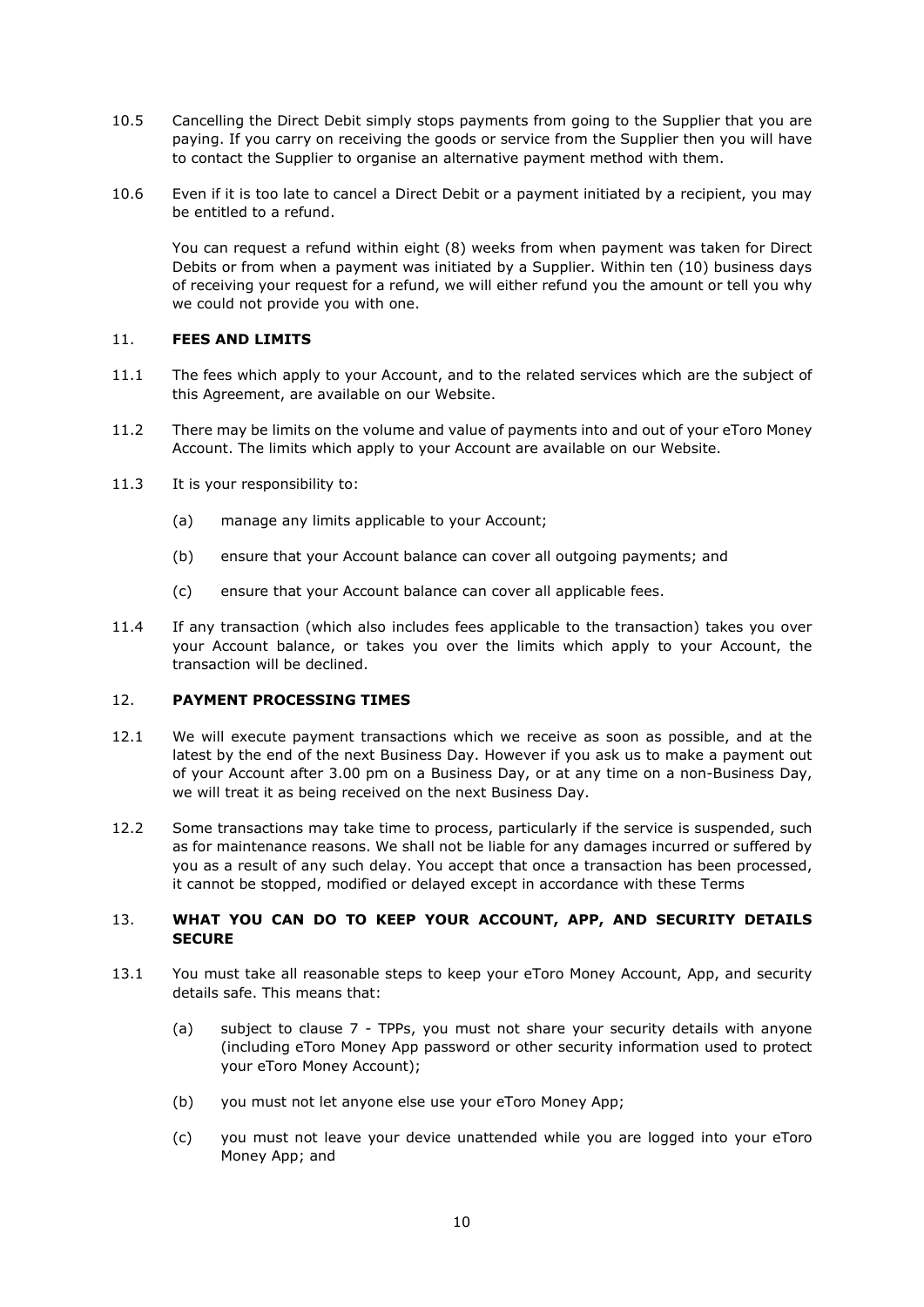10.5 Cancelling the Direct Debit simply stops payments from going to the Supplier that you are paying. If you carry on receiving the goods or service from the Supplier then you will have to contact the Supplier to organise an alternative payment method with them.

10.6 Even if it is too late to cancel a Direct Debit or a payment initiated by a recipient, you may be entitled to a refund.

You can request a refund within eight (8) weeks from when payment was taken for Direct Debits or from when a payment was initiated by a Supplier. Within ten (10) business days of receiving your request for a refund, we will either refund you the amount or tell you why we could not provide you with one.

## 11. FEES AND LIMITS

11.1 The fees which apply to your Account, and to the related services which are the subject of this Agreement, are available on our Website.

11.2 There may be limits on the volume and value of payments into and out of your eToro Money Account. The limits which apply to your Account are available on our Website.

11.3 It is your responsibility to:

(a) manage any limits applicable to your Account;

(b) ensure that your Account balance can cover all outgoing payments; and

(c) ensure that your Account balance can cover all applicable fees.

11.4 If any transaction (which also includes fees applicable to the transaction) takes you over your Account balance, or takes you over the limits which apply to your Account, the transaction will be declined.

## 12. PAYMENT PROCESSING TIMES

12.1 We will execute payment transactions which we receive as soon as possible, and at the latest by the end of the next Business Day. However if you ask us to make a payment out of your Account after 3.00 pm on a Business Day, or at any time on a non-Business Day, we will treat it as being received on the next Business Day.

12.2 Some transactions may take time to process, particularly if the service is suspended, such as for maintenance reasons. We shall not be liable for any damages incurred or suffered by you as a result of any such delay. You accept that once a transaction has been processed, it cannot be stopped, modified or delayed except in accordance with these Terms

## 13. WHAT YOU CAN DO TO KEEP YOUR ACCOUNT, APP, AND SECURITY DETAILS SECURE

13.1 You must take all reasonable steps to keep your eToro Money Account, App, and security details safe. This means that:

(a) subject to clause 7 - TPPs, you must not share your security details with anyone (including eToro Money App password or other security information used to protect your eToro Money Account);

(b) you must not let anyone else use your eToro Money App;

(c) you must not leave your device unattended while you are logged into your eToro Money App; and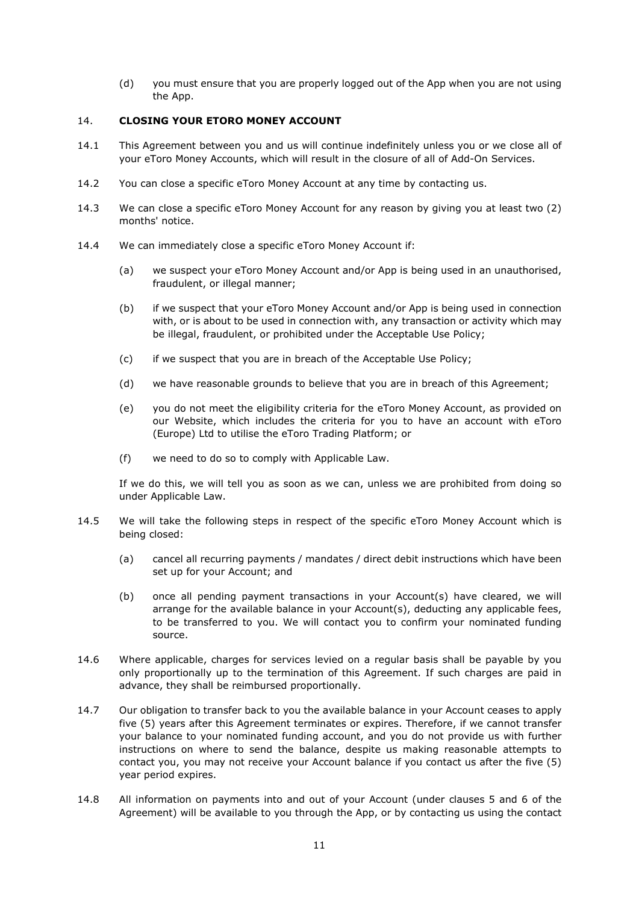(d) you must ensure that you are properly logged out of the App when you are not using the App.

## 14. CLOSING YOUR ETORO MONEY ACCOUNT

14.1 This Agreement between you and us will continue indefinitely unless you or we close all of your eToro Money Accounts, which will result in the closure of all of Add-On Services.

14.2 You can close a specific eToro Money Account at any time by contacting us.

14.3 We can close a specific eToro Money Account for any reason by giving you at least two (2) months' notice.

14.4 We can immediately close a specific eToro Money Account if:

(a) we suspect your eToro Money Account and/or App is being used in an unauthorised, fraudulent, or illegal manner;

(b) if we suspect that your eToro Money Account and/or App is being used in connection with, or is about to be used in connection with, any transaction or activity which may be illegal, fraudulent, or prohibited under the Acceptable Use Policy;

(c) if we suspect that you are in breach of the Acceptable Use Policy;

(d) we have reasonable grounds to believe that you are in breach of this Agreement;

(e) you do not meet the eligibility criteria for the eToro Money Account, as provided on our Website, which includes the criteria for you to have an account with eToro (Europe) Ltd to utilise the eToro Trading Platform; or

(f) we need to do so to comply with Applicable Law.

If we do this, we will tell you as soon as we can, unless we are prohibited from doing so under Applicable Law.

14.5 We will take the following steps in respect of the specific eToro Money Account which is being closed:

(a) cancel all recurring payments / mandates / direct debit instructions which have been set up for your Account; and

(b) once all pending payment transactions in your Account(s) have cleared, we will arrange for the available balance in your Account(s), deducting any applicable fees, to be transferred to you. We will contact you to confirm your nominated funding source.

14.6 Where applicable, charges for services levied on a regular basis shall be payable by you only proportionally up to the termination of this Agreement. If such charges are paid in advance, they shall be reimbursed proportionally.

14.7 Our obligation to transfer back to you the available balance in your Account ceases to apply five (5) years after this Agreement terminates or expires. Therefore, if we cannot transfer your balance to your nominated funding account, and you do not provide us with further instructions on where to send the balance, despite us making reasonable attempts to contact you, you may not receive your Account balance if you contact us after the five (5) year period expires.

14.8 All information on payments into and out of your Account (under clauses 5 and 6 of the Agreement) will be available to you through the App, or by contacting us using the contact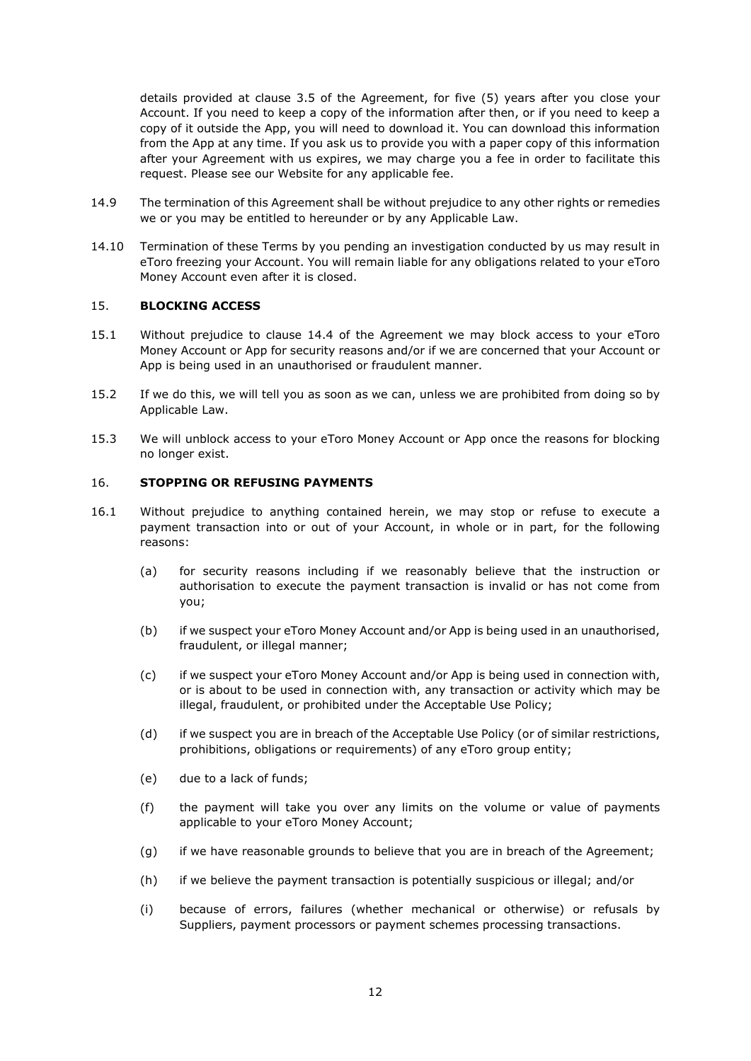details provided at clause 3.5 of the Agreement, for five (5) years after you close your Account. If you need to keep a copy of the information after then, or if you need to keep a copy of it outside the App, you will need to download it. You can download this information from the App at any time. If you ask us to provide you with a paper copy of this information after your Agreement with us expires, we may charge you a fee in order to facilitate this request. Please see our Website for any applicable fee.

14.9 The termination of this Agreement shall be without prejudice to any other rights or remedies we or you may be entitled to hereunder or by any Applicable Law.

14.10 Termination of these Terms by you pending an investigation conducted by us may result in eToro freezing your Account. You will remain liable for any obligations related to your eToro Money Account even after it is closed.

## 15. BLOCKING ACCESS

15.1 Without prejudice to clause 14.4 of the Agreement we may block access to your eToro Money Account or App for security reasons and/or if we are concerned that your Account or App is being used in an unauthorised or fraudulent manner.

15.2 If we do this, we will tell you as soon as we can, unless we are prohibited from doing so by Applicable Law.

15.3 We will unblock access to your eToro Money Account or App once the reasons for blocking no longer exist.

## 16. STOPPING OR REFUSING PAYMENTS

16.1 Without prejudice to anything contained herein, we may stop or refuse to execute a payment transaction into or out of your Account, in whole or in part, for the following reasons:

(a) for security reasons including if we reasonably believe that the instruction or authorisation to execute the payment transaction is invalid or has not come from you;

(b) if we suspect your eToro Money Account and/or App is being used in an unauthorised, fraudulent, or illegal manner;

(c) if we suspect your eToro Money Account and/or App is being used in connection with, or is about to be used in connection with, any transaction or activity which may be illegal, fraudulent, or prohibited under the Acceptable Use Policy;

(d) if we suspect you are in breach of the Acceptable Use Policy (or of similar restrictions, prohibitions, obligations or requirements) of any eToro group entity;

(e) due to a lack of funds;

(f) the payment will take you over any limits on the volume or value of payments applicable to your eToro Money Account;

(g) if we have reasonable grounds to believe that you are in breach of the Agreement;

(h) if we believe the payment transaction is potentially suspicious or illegal; and/or

(i) because of errors, failures (whether mechanical or otherwise) or refusals by Suppliers, payment processors or payment schemes processing transactions.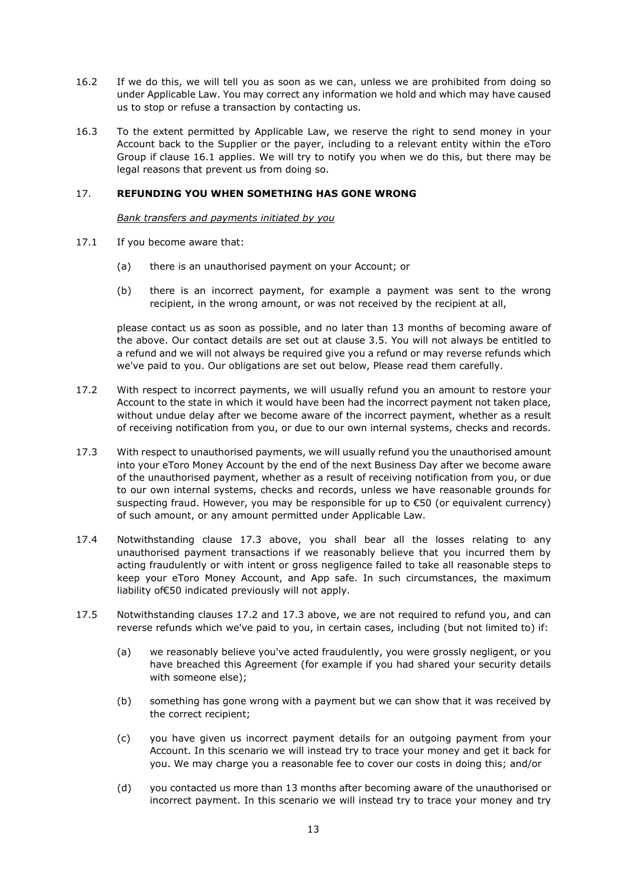16.2 If we do this, we will tell you as soon as we can, unless we are prohibited from doing so under Applicable Law. You may correct any information we hold and which may have caused us to stop or refuse a transaction by contacting us.

16.3 To the extent permitted by Applicable Law, we reserve the right to send money in your Account back to the Supplier or the payer, including to a relevant entity within the eToro Group if clause 16.1 applies. We will try to notify you when we do this, but there may be legal reasons that prevent us from doing so.

## 17. REFUNDING YOU WHEN SOMETHING HAS GONE WRONG

*Bank transfers and payments initiated by you*

17.1 If you become aware that:

(a) there is an unauthorised payment on your Account; or

(b) there is an incorrect payment, for example a payment was sent to the wrong recipient, in the wrong amount, or was not received by the recipient at all,

please contact us as soon as possible, and no later than 13 months of becoming aware of the above. Our contact details are set out at clause 3.5. You will not always be entitled to a refund and we will not always be required give you a refund or may reverse refunds which we've paid to you. Our obligations are set out below, Please read them carefully.

17.2 With respect to incorrect payments, we will usually refund you an amount to restore your Account to the state in which it would have been had the incorrect payment not taken place, without undue delay after we become aware of the incorrect payment, whether as a result of receiving notification from you, or due to our own internal systems, checks and records.

17.3 With respect to unauthorised payments, we will usually refund you the unauthorised amount into your eToro Money Account by the end of the next Business Day after we become aware of the unauthorised payment, whether as a result of receiving notification from you, or due to our own internal systems, checks and records, unless we have reasonable grounds for suspecting fraud. However, you may be responsible for up to €50 (or equivalent currency) of such amount, or any amount permitted under Applicable Law.

17.4 Notwithstanding clause 17.3 above, you shall bear all the losses relating to any unauthorised payment transactions if we reasonably believe that you incurred them by acting fraudulently or with intent or gross negligence failed to take all reasonable steps to keep your eToro Money Account, and App safe. In such circumstances, the maximum liability of€50 indicated previously will not apply.

17.5 Notwithstanding clauses 17.2 and 17.3 above, we are not required to refund you, and can reverse refunds which we've paid to you, in certain cases, including (but not limited to) if:

(a) we reasonably believe you've acted fraudulently, you were grossly negligent, or you have breached this Agreement (for example if you had shared your security details with someone else);

(b) something has gone wrong with a payment but we can show that it was received by the correct recipient;

(c) you have given us incorrect payment details for an outgoing payment from your Account. In this scenario we will instead try to trace your money and get it back for you. We may charge you a reasonable fee to cover our costs in doing this; and/or

(d) you contacted us more than 13 months after becoming aware of the unauthorised or incorrect payment. In this scenario we will instead try to trace your money and try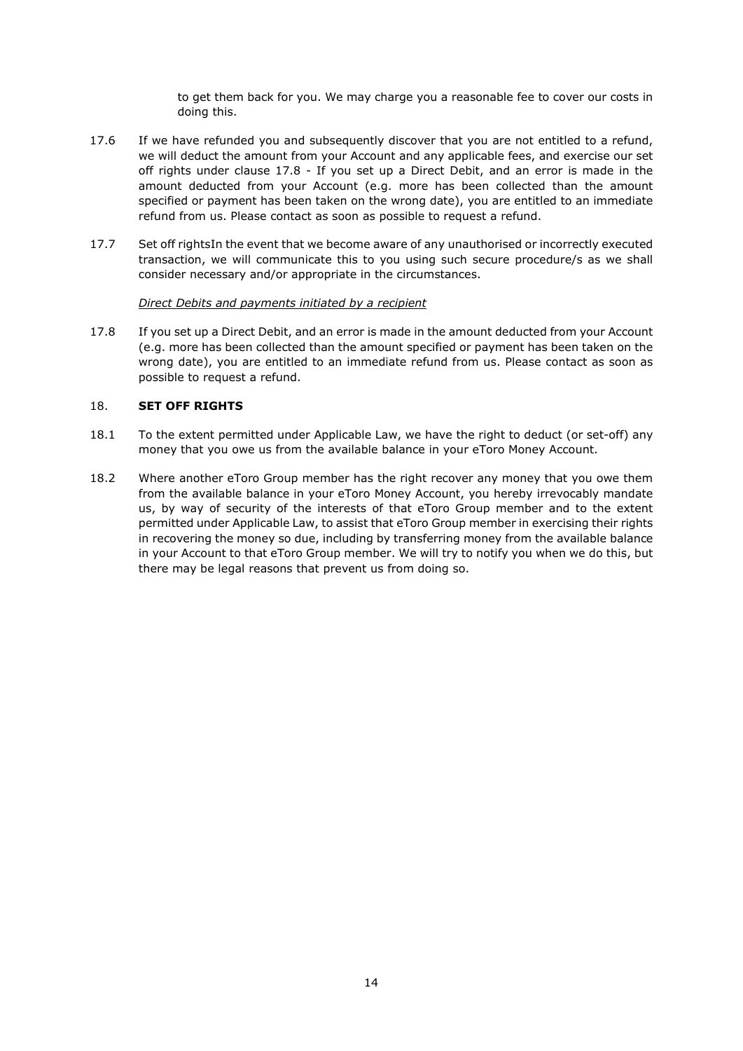to get them back for you. We may charge you a reasonable fee to cover our costs in doing this.

17.6 If we have refunded you and subsequently discover that you are not entitled to a refund, we will deduct the amount from your Account and any applicable fees, and exercise our set off rights under clause 17.8 - If you set up a Direct Debit, and an error is made in the amount deducted from your Account (e.g. more has been collected than the amount specified or payment has been taken on the wrong date), you are entitled to an immediate refund from us. Please contact as soon as possible to request a refund.

17.7 Set off rightsIn the event that we become aware of any unauthorised or incorrectly executed transaction, we will communicate this to you using such secure procedure/s as we shall consider necessary and/or appropriate in the circumstances.

*Direct Debits and payments initiated by a recipient*

17.8 If you set up a Direct Debit, and an error is made in the amount deducted from your Account (e.g. more has been collected than the amount specified or payment has been taken on the wrong date), you are entitled to an immediate refund from us. Please contact as soon as possible to request a refund.

## 18. SET OFF RIGHTS

18.1 To the extent permitted under Applicable Law, we have the right to deduct (or set-off) any money that you owe us from the available balance in your eToro Money Account.

18.2 Where another eToro Group member has the right recover any money that you owe them from the available balance in your eToro Money Account, you hereby irrevocably mandate us, by way of security of the interests of that eToro Group member and to the extent permitted under Applicable Law, to assist that eToro Group member in exercising their rights in recovering the money so due, including by transferring money from the available balance in your Account to that eToro Group member. We will try to notify you when we do this, but there may be legal reasons that prevent us from doing so.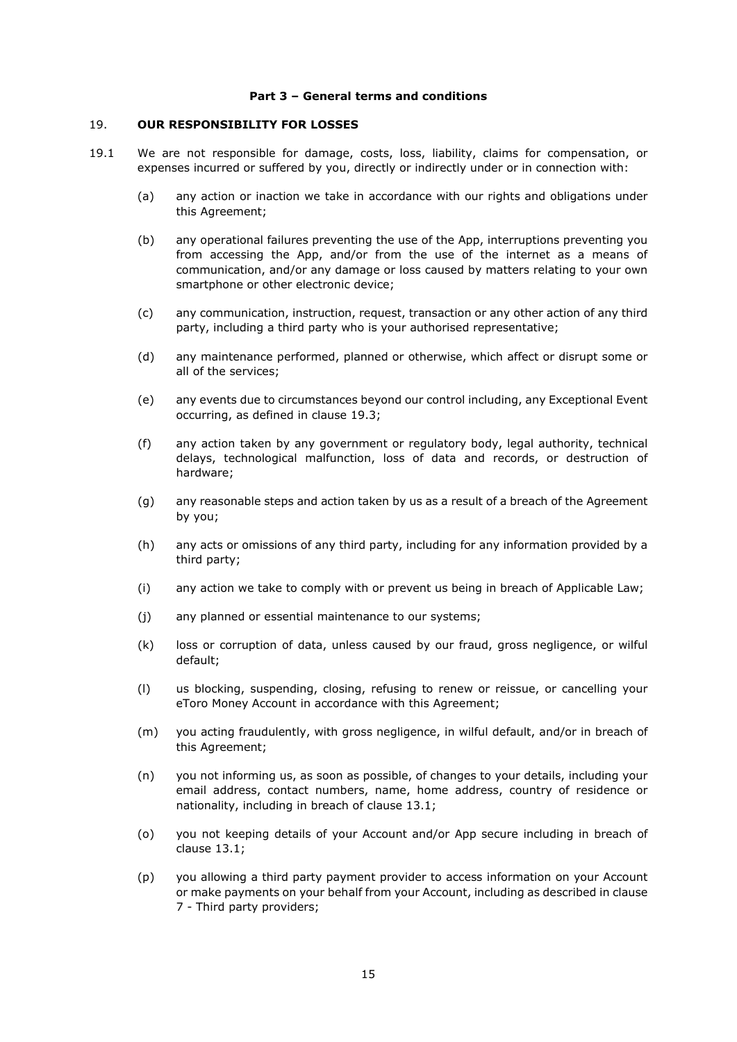**Part 3 – General terms and conditions**

## 19. OUR RESPONSIBILITY FOR LOSSES

19.1 We are not responsible for damage, costs, loss, liability, claims for compensation, or expenses incurred or suffered by you, directly or indirectly under or in connection with:

(a) any action or inaction we take in accordance with our rights and obligations under this Agreement;

(b) any operational failures preventing the use of the App, interruptions preventing you from accessing the App, and/or from the use of the internet as a means of communication, and/or any damage or loss caused by matters relating to your own smartphone or other electronic device;

(c) any communication, instruction, request, transaction or any other action of any third party, including a third party who is your authorised representative;

(d) any maintenance performed, planned or otherwise, which affect or disrupt some or all of the services;

(e) any events due to circumstances beyond our control including, any Exceptional Event occurring, as defined in clause 19.3;

(f) any action taken by any government or regulatory body, legal authority, technical delays, technological malfunction, loss of data and records, or destruction of hardware;

(g) any reasonable steps and action taken by us as a result of a breach of the Agreement by you;

(h) any acts or omissions of any third party, including for any information provided by a third party;

(i) any action we take to comply with or prevent us being in breach of Applicable Law;

(j) any planned or essential maintenance to our systems;

(k) loss or corruption of data, unless caused by our fraud, gross negligence, or wilful default;

(l) us blocking, suspending, closing, refusing to renew or reissue, or cancelling your eToro Money Account in accordance with this Agreement;

(m) you acting fraudulently, with gross negligence, in wilful default, and/or in breach of this Agreement;

(n) you not informing us, as soon as possible, of changes to your details, including your email address, contact numbers, name, home address, country of residence or nationality, including in breach of clause 13.1;

(o) you not keeping details of your Account and/or App secure including in breach of clause 13.1;

(p) you allowing a third party payment provider to access information on your Account or make payments on your behalf from your Account, including as described in clause 7 - Third party providers;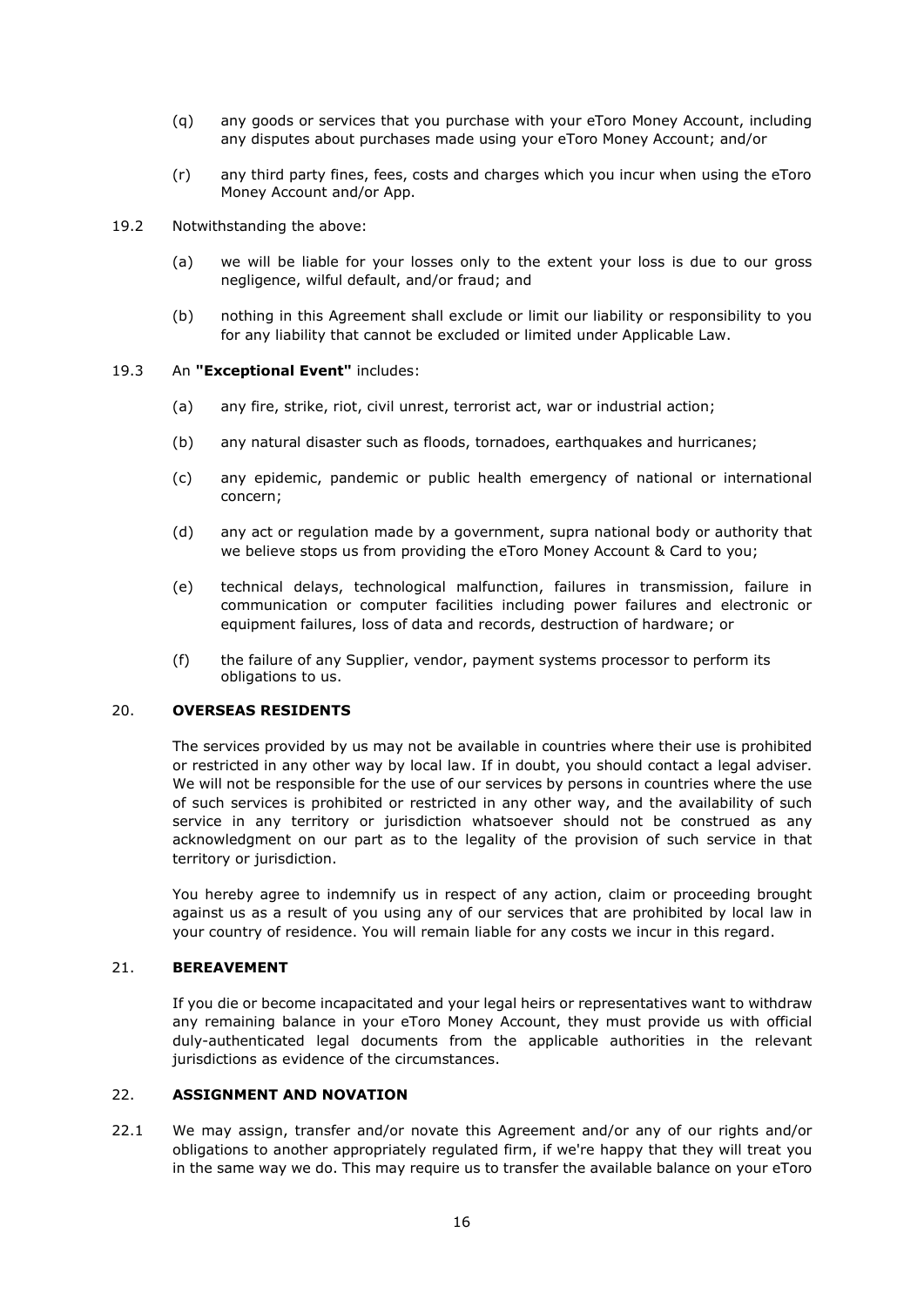(q) any goods or services that you purchase with your eToro Money Account, including any disputes about purchases made using your eToro Money Account; and/or

(r) any third party fines, fees, costs and charges which you incur when using the eToro Money Account and/or App.

19.2 Notwithstanding the above:

(a) we will be liable for your losses only to the extent your loss is due to our gross negligence, wilful default, and/or fraud; and

(b) nothing in this Agreement shall exclude or limit our liability or responsibility to you for any liability that cannot be excluded or limited under Applicable Law.

19.3 An **"Exceptional Event"** includes:

(a) any fire, strike, riot, civil unrest, terrorist act, war or industrial action;

(b) any natural disaster such as floods, tornadoes, earthquakes and hurricanes;

(c) any epidemic, pandemic or public health emergency of national or international concern;

(d) any act or regulation made by a government, supra national body or authority that we believe stops us from providing the eToro Money Account & Card to you;

(e) technical delays, technological malfunction, failures in transmission, failure in communication or computer facilities including power failures and electronic or equipment failures, loss of data and records, destruction of hardware; or

(f) the failure of any Supplier, vendor, payment systems processor to perform its obligations to us.

## 20. OVERSEAS RESIDENTS

The services provided by us may not be available in countries where their use is prohibited or restricted in any other way by local law. If in doubt, you should contact a legal adviser. We will not be responsible for the use of our services by persons in countries where the use of such services is prohibited or restricted in any other way, and the availability of such service in any territory or jurisdiction whatsoever should not be construed as any acknowledgment on our part as to the legality of the provision of such service in that territory or jurisdiction.

You hereby agree to indemnify us in respect of any action, claim or proceeding brought against us as a result of you using any of our services that are prohibited by local law in your country of residence. You will remain liable for any costs we incur in this regard.

## 21. BEREAVEMENT

If you die or become incapacitated and your legal heirs or representatives want to withdraw any remaining balance in your eToro Money Account, they must provide us with official duly-authenticated legal documents from the applicable authorities in the relevant jurisdictions as evidence of the circumstances.

## 22. ASSIGNMENT AND NOVATION

22.1 We may assign, transfer and/or novate this Agreement and/or any of our rights and/or obligations to another appropriately regulated firm, if we're happy that they will treat you in the same way we do. This may require us to transfer the available balance on your eToro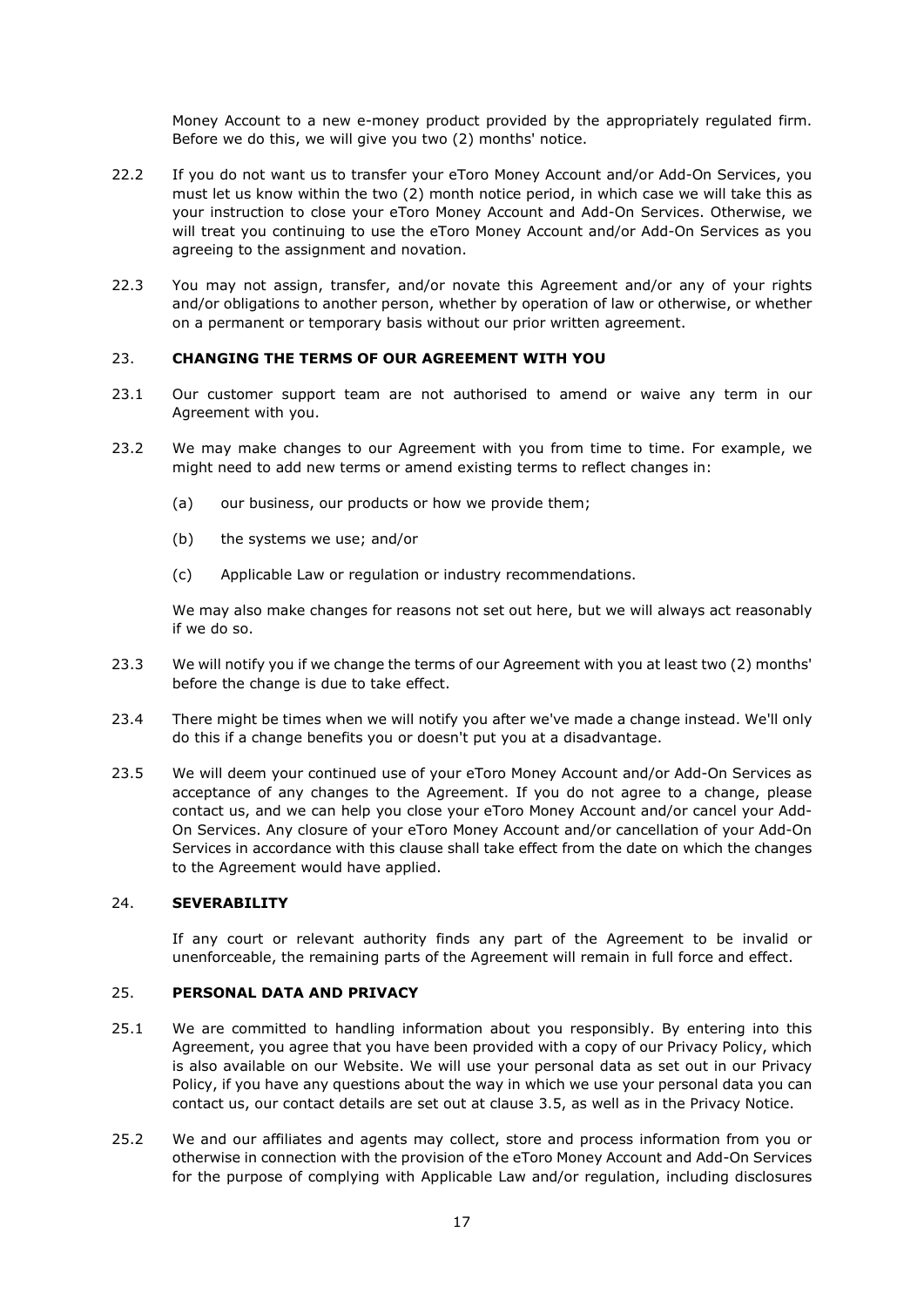Money Account to a new e-money product provided by the appropriately regulated firm. Before we do this, we will give you two (2) months' notice.

22.2 If you do not want us to transfer your eToro Money Account and/or Add-On Services, you must let us know within the two (2) month notice period, in which case we will take this as your instruction to close your eToro Money Account and Add-On Services. Otherwise, we will treat you continuing to use the eToro Money Account and/or Add-On Services as you agreeing to the assignment and novation.

22.3 You may not assign, transfer, and/or novate this Agreement and/or any of your rights and/or obligations to another person, whether by operation of law or otherwise, or whether on a permanent or temporary basis without our prior written agreement.

## 23. CHANGING THE TERMS OF OUR AGREEMENT WITH YOU

23.1 Our customer support team are not authorised to amend or waive any term in our Agreement with you.

23.2 We may make changes to our Agreement with you from time to time. For example, we might need to add new terms or amend existing terms to reflect changes in:

(a) our business, our products or how we provide them;

(b) the systems we use; and/or

(c) Applicable Law or regulation or industry recommendations.

We may also make changes for reasons not set out here, but we will always act reasonably if we do so.

23.3 We will notify you if we change the terms of our Agreement with you at least two (2) months' before the change is due to take effect.

23.4 There might be times when we will notify you after we've made a change instead. We'll only do this if a change benefits you or doesn't put you at a disadvantage.

23.5 We will deem your continued use of your eToro Money Account and/or Add-On Services as acceptance of any changes to the Agreement. If you do not agree to a change, please contact us, and we can help you close your eToro Money Account and/or cancel your Add-On Services. Any closure of your eToro Money Account and/or cancellation of your Add-On Services in accordance with this clause shall take effect from the date on which the changes to the Agreement would have applied.

## 24. SEVERABILITY

If any court or relevant authority finds any part of the Agreement to be invalid or unenforceable, the remaining parts of the Agreement will remain in full force and effect.

## 25. PERSONAL DATA AND PRIVACY

25.1 We are committed to handling information about you responsibly. By entering into this Agreement, you agree that you have been provided with a copy of our Privacy Policy, which is also available on our Website. We will use your personal data as set out in our Privacy Policy, if you have any questions about the way in which we use your personal data you can contact us, our contact details are set out at clause 3.5, as well as in the Privacy Notice.

25.2 We and our affiliates and agents may collect, store and process information from you or otherwise in connection with the provision of the eToro Money Account and Add-On Services for the purpose of complying with Applicable Law and/or regulation, including disclosures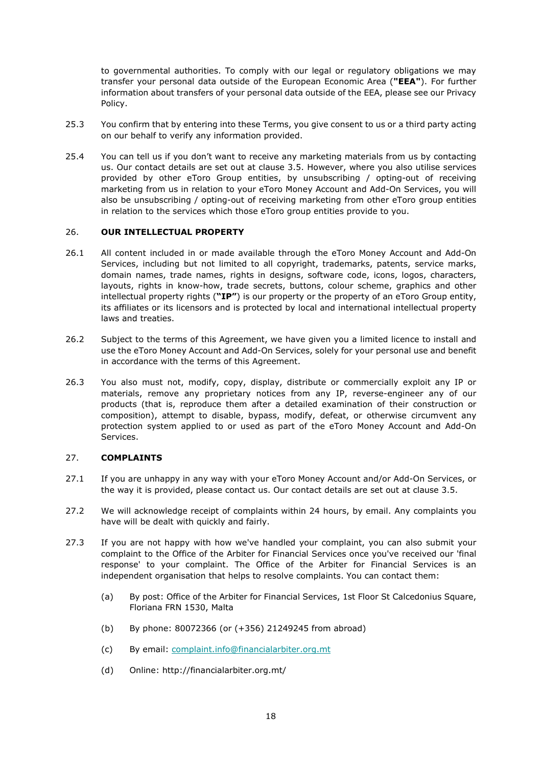to governmental authorities. To comply with our legal or regulatory obligations we may transfer your personal data outside of the European Economic Area (**"EEA"**). For further information about transfers of your personal data outside of the EEA, please see our Privacy Policy.

25.3 You confirm that by entering into these Terms, you give consent to us or a third party acting on our behalf to verify any information provided.

25.4 You can tell us if you don't want to receive any marketing materials from us by contacting us. Our contact details are set out at clause 3.5. However, where you also utilise services provided by other eToro Group entities, by unsubscribing / opting-out of receiving marketing from us in relation to your eToro Money Account and Add-On Services, you will also be unsubscribing / opting-out of receiving marketing from other eToro group entities in relation to the services which those eToro group entities provide to you.

## 26. OUR INTELLECTUAL PROPERTY

26.1 All content included in or made available through the eToro Money Account and Add-On Services, including but not limited to all copyright, trademarks, patents, service marks, domain names, trade names, rights in designs, software code, icons, logos, characters, layouts, rights in know-how, trade secrets, buttons, colour scheme, graphics and other intellectual property rights (**"IP"**) is our property or the property of an eToro Group entity, its affiliates or its licensors and is protected by local and international intellectual property laws and treaties.

26.2 Subject to the terms of this Agreement, we have given you a limited licence to install and use the eToro Money Account and Add-On Services, solely for your personal use and benefit in accordance with the terms of this Agreement.

26.3 You also must not, modify, copy, display, distribute or commercially exploit any IP or materials, remove any proprietary notices from any IP, reverse-engineer any of our products (that is, reproduce them after a detailed examination of their construction or composition), attempt to disable, bypass, modify, defeat, or otherwise circumvent any protection system applied to or used as part of the eToro Money Account and Add-On Services.

## 27. COMPLAINTS

27.1 If you are unhappy in any way with your eToro Money Account and/or Add-On Services, or the way it is provided, please contact us. Our contact details are set out at clause 3.5.

27.2 We will acknowledge receipt of complaints within 24 hours, by email. Any complaints you have will be dealt with quickly and fairly.

27.3 If you are not happy with how we've handled your complaint, you can also submit your complaint to the Office of the Arbiter for Financial Services once you've received our 'final response' to your complaint. The Office of the Arbiter for Financial Services is an independent organisation that helps to resolve complaints. You can contact them:

(a) By post: Office of the Arbiter for Financial Services, 1st Floor St Calcedonius Square, Floriana FRN 1530, Malta

(b) By phone: 80072366 (or (+356) 21249245 from abroad)

(c) By email: complaint.info@financialarbiter.org.mt

(d) Online: http://financialarbiter.org.mt/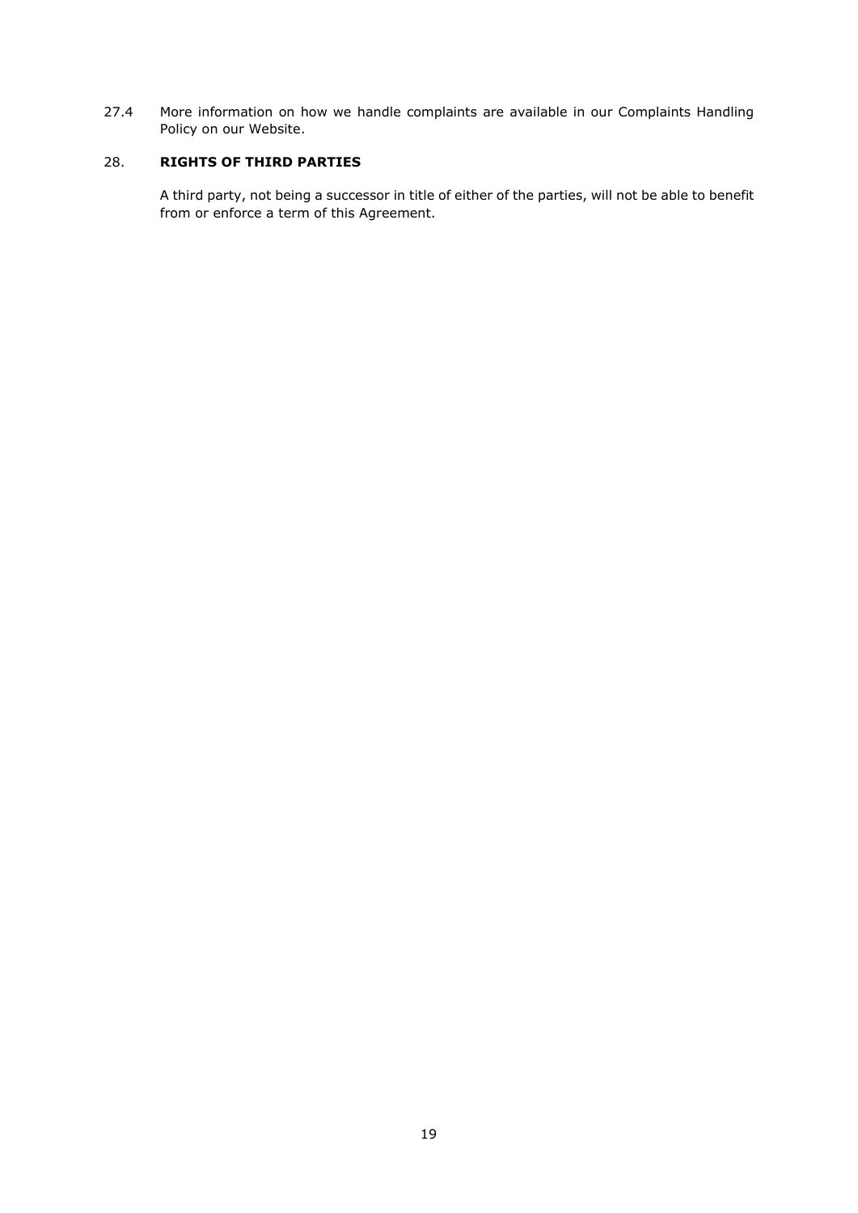27.4 More information on how we handle complaints are available in our Complaints Handling Policy on our Website.

## 28. RIGHTS OF THIRD PARTIES

A third party, not being a successor in title of either of the parties, will not be able to benefit from or enforce a term of this Agreement.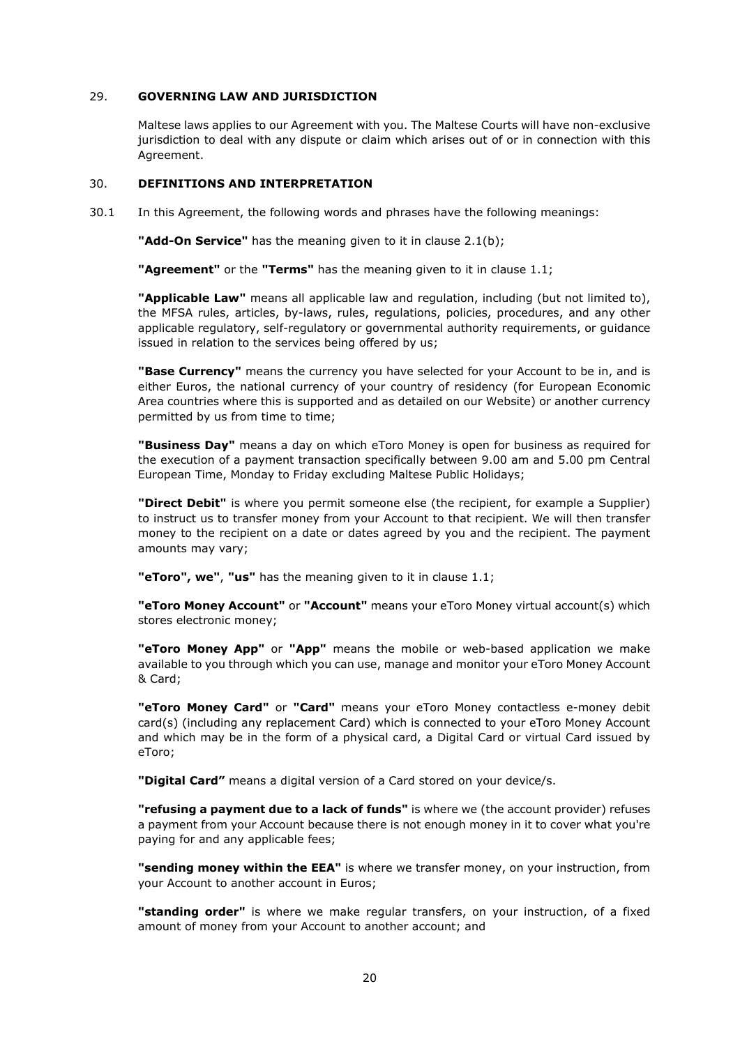## 29. GOVERNING LAW AND JURISDICTION

Maltese laws applies to our Agreement with you. The Maltese Courts will have non-exclusive jurisdiction to deal with any dispute or claim which arises out of or in connection with this Agreement.

## 30. DEFINITIONS AND INTERPRETATION

30.1 In this Agreement, the following words and phrases have the following meanings:

**"Add-On Service"** has the meaning given to it in clause 2.1(b);

**"Agreement"** or the **"Terms"** has the meaning given to it in clause 1.1;

**"Applicable Law"** means all applicable law and regulation, including (but not limited to), the MFSA rules, articles, by-laws, rules, regulations, policies, procedures, and any other applicable regulatory, self-regulatory or governmental authority requirements, or guidance issued in relation to the services being offered by us;

**"Base Currency"** means the currency you have selected for your Account to be in, and is either Euros, the national currency of your country of residency (for European Economic Area countries where this is supported and as detailed on our Website) or another currency permitted by us from time to time;

**"Business Day"** means a day on which eToro Money is open for business as required for the execution of a payment transaction specifically between 9.00 am and 5.00 pm Central European Time, Monday to Friday excluding Maltese Public Holidays;

**"Direct Debit"** is where you permit someone else (the recipient, for example a Supplier) to instruct us to transfer money from your Account to that recipient. We will then transfer money to the recipient on a date or dates agreed by you and the recipient. The payment amounts may vary;

**"eToro", we"**, **"us"** has the meaning given to it in clause 1.1;

**"eToro Money Account"** or **"Account"** means your eToro Money virtual account(s) which stores electronic money;

**"eToro Money App"** or **"App"** means the mobile or web-based application we make available to you through which you can use, manage and monitor your eToro Money Account & Card;

**"eToro Money Card"** or **"Card"** means your eToro Money contactless e-money debit card(s) (including any replacement Card) which is connected to your eToro Money Account and which may be in the form of a physical card, a Digital Card or virtual Card issued by eToro;

**"Digital Card"** means a digital version of a Card stored on your device/s.

**"refusing a payment due to a lack of funds"** is where we (the account provider) refuses a payment from your Account because there is not enough money in it to cover what you're paying for and any applicable fees;

**"sending money within the EEA"** is where we transfer money, on your instruction, from your Account to another account in Euros;

**"standing order"** is where we make regular transfers, on your instruction, of a fixed amount of money from your Account to another account; and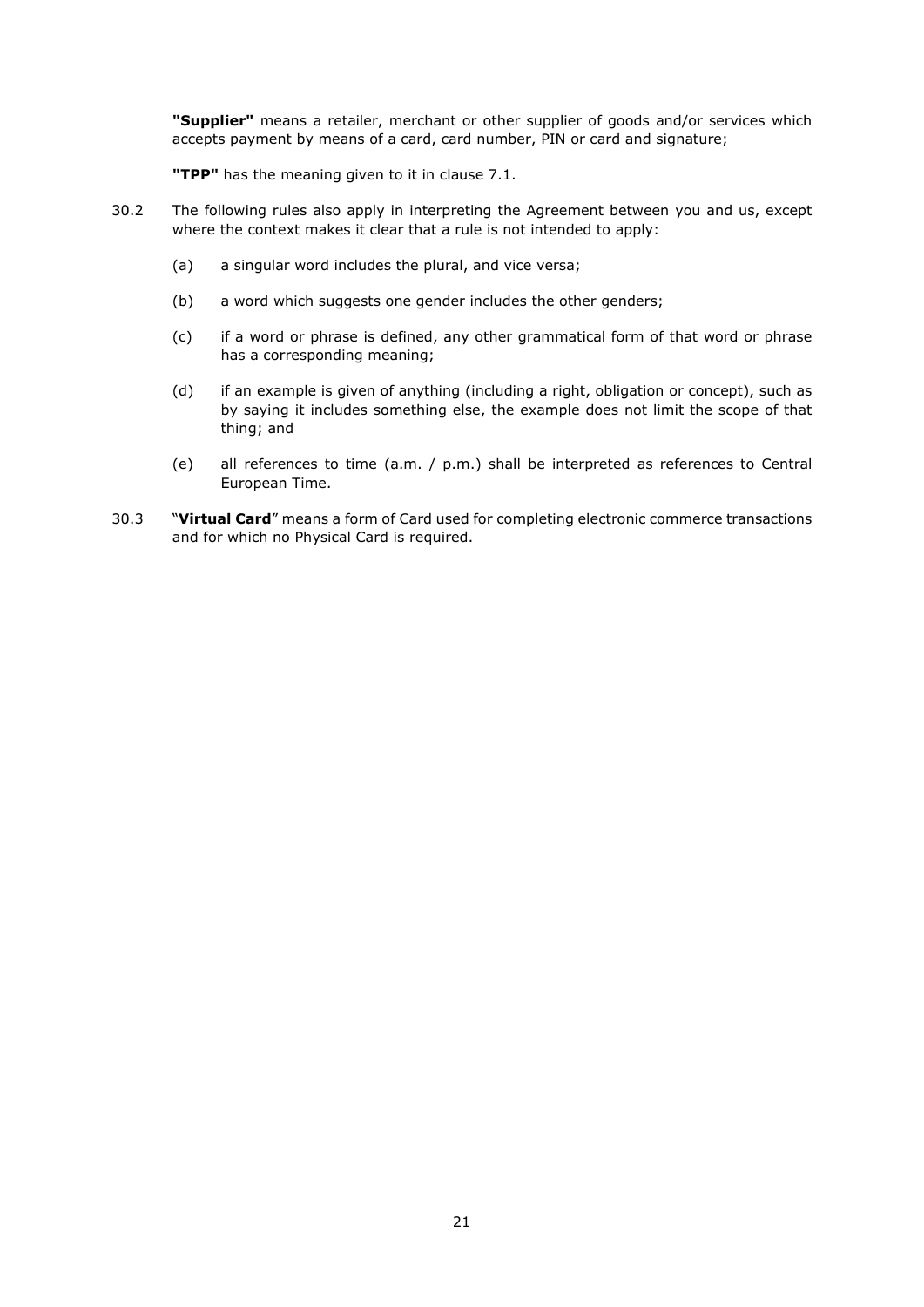**"Supplier"** means a retailer, merchant or other supplier of goods and/or services which accepts payment by means of a card, card number, PIN or card and signature;

**"TPP"** has the meaning given to it in clause 7.1.

30.2 The following rules also apply in interpreting the Agreement between you and us, except where the context makes it clear that a rule is not intended to apply:

(a) a singular word includes the plural, and vice versa;

(b) a word which suggests one gender includes the other genders;

(c) if a word or phrase is defined, any other grammatical form of that word or phrase has a corresponding meaning;

(d) if an example is given of anything (including a right, obligation or concept), such as by saying it includes something else, the example does not limit the scope of that thing; and

(e) all references to time (a.m. / p.m.) shall be interpreted as references to Central European Time.

30.3 "**Virtual Card**" means a form of Card used for completing electronic commerce transactions and for which no Physical Card is required.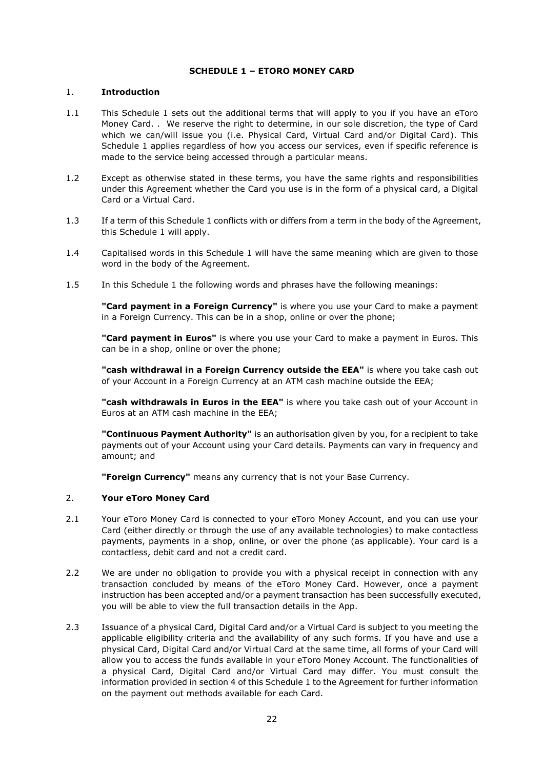# SCHEDULE 1 – ETORO MONEY CARD

## 1. Introduction

1.1 This Schedule 1 sets out the additional terms that will apply to you if you have an eToro Money Card. . We reserve the right to determine, in our sole discretion, the type of Card which we can/will issue you (i.e. Physical Card, Virtual Card and/or Digital Card). This Schedule 1 applies regardless of how you access our services, even if specific reference is made to the service being accessed through a particular means.

1.2 Except as otherwise stated in these terms, you have the same rights and responsibilities under this Agreement whether the Card you use is in the form of a physical card, a Digital Card or a Virtual Card.

1.3 If a term of this Schedule 1 conflicts with or differs from a term in the body of the Agreement, this Schedule 1 will apply.

1.4 Capitalised words in this Schedule 1 will have the same meaning which are given to those word in the body of the Agreement.

1.5 In this Schedule 1 the following words and phrases have the following meanings:

**"Card payment in a Foreign Currency"** is where you use your Card to make a payment in a Foreign Currency. This can be in a shop, online or over the phone;

**"Card payment in Euros"** is where you use your Card to make a payment in Euros. This can be in a shop, online or over the phone;

**"cash withdrawal in a Foreign Currency outside the EEA"** is where you take cash out of your Account in a Foreign Currency at an ATM cash machine outside the EEA;

**"cash withdrawals in Euros in the EEA"** is where you take cash out of your Account in Euros at an ATM cash machine in the EEA;

**"Continuous Payment Authority"** is an authorisation given by you, for a recipient to take payments out of your Account using your Card details. Payments can vary in frequency and amount; and

**"Foreign Currency"** means any currency that is not your Base Currency.

## 2. Your eToro Money Card

2.1 Your eToro Money Card is connected to your eToro Money Account, and you can use your Card (either directly or through the use of any available technologies) to make contactless payments, payments in a shop, online, or over the phone (as applicable). Your card is a contactless, debit card and not a credit card.

2.2 We are under no obligation to provide you with a physical receipt in connection with any transaction concluded by means of the eToro Money Card. However, once a payment instruction has been accepted and/or a payment transaction has been successfully executed, you will be able to view the full transaction details in the App.

2.3 Issuance of a physical Card, Digital Card and/or a Virtual Card is subject to you meeting the applicable eligibility criteria and the availability of any such forms. If you have and use a physical Card, Digital Card and/or Virtual Card at the same time, all forms of your Card will allow you to access the funds available in your eToro Money Account. The functionalities of a physical Card, Digital Card and/or Virtual Card may differ. You must consult the information provided in section 4 of this Schedule 1 to the Agreement for further information on the payment out methods available for each Card.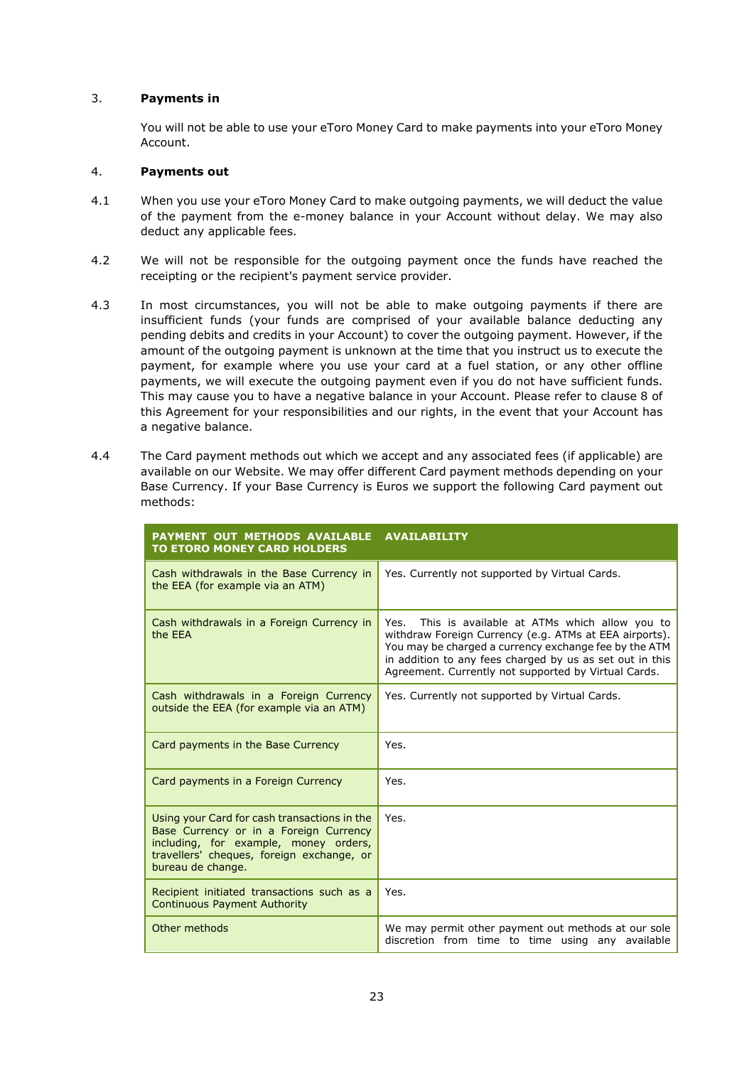3. **Payments in**

You will not be able to use your eToro Money Card to make payments into your eToro Money Account.

4. **Payments out**

4.1 When you use your eToro Money Card to make outgoing payments, we will deduct the value of the payment from the e-money balance in your Account without delay. We may also deduct any applicable fees.

4.2 We will not be responsible for the outgoing payment once the funds have reached the receipting or the recipient's payment service provider.

4.3 In most circumstances, you will not be able to make outgoing payments if there are insufficient funds (your funds are comprised of your available balance deducting any pending debits and credits in your Account) to cover the outgoing payment. However, if the amount of the outgoing payment is unknown at the time that you instruct us to execute the payment, for example where you use your card at a fuel station, or any other offline payments, we will execute the outgoing payment even if you do not have sufficient funds. This may cause you to have a negative balance in your Account. Please refer to clause 8 of this Agreement for your responsibilities and our rights, in the event that your Account has a negative balance.

4.4 The Card payment methods out which we accept and any associated fees (if applicable) are available on our Website. We may offer different Card payment methods depending on your Base Currency. If your Base Currency is Euros we support the following Card payment out methods:

| PAYMENT OUT METHODS AVAILABLE TO ETORO MONEY CARD HOLDERS | AVAILABILITY |
|---|---|
| Cash withdrawals in the Base Currency in the EEA (for example via an ATM) | Yes. Currently not supported by Virtual Cards. |
| Cash withdrawals in a Foreign Currency in the EEA | Yes. This is available at ATMs which allow you to withdraw Foreign Currency (e.g. ATMs at EEA airports). You may be charged a currency exchange fee by the ATM in addition to any fees charged by us as set out in this Agreement. Currently not supported by Virtual Cards. |
| Cash withdrawals in a Foreign Currency outside the EEA (for example via an ATM) | Yes. Currently not supported by Virtual Cards. |
| Card payments in the Base Currency | Yes. |
| Card payments in a Foreign Currency | Yes. |
| Using your Card for cash transactions in the Base Currency or in a Foreign Currency including, for example, money orders, travellers' cheques, foreign exchange, or bureau de change. | Yes. |
| Recipient initiated transactions such as a Continuous Payment Authority | Yes. |
| Other methods | We may permit other payment out methods at our sole discretion from time to time using any available |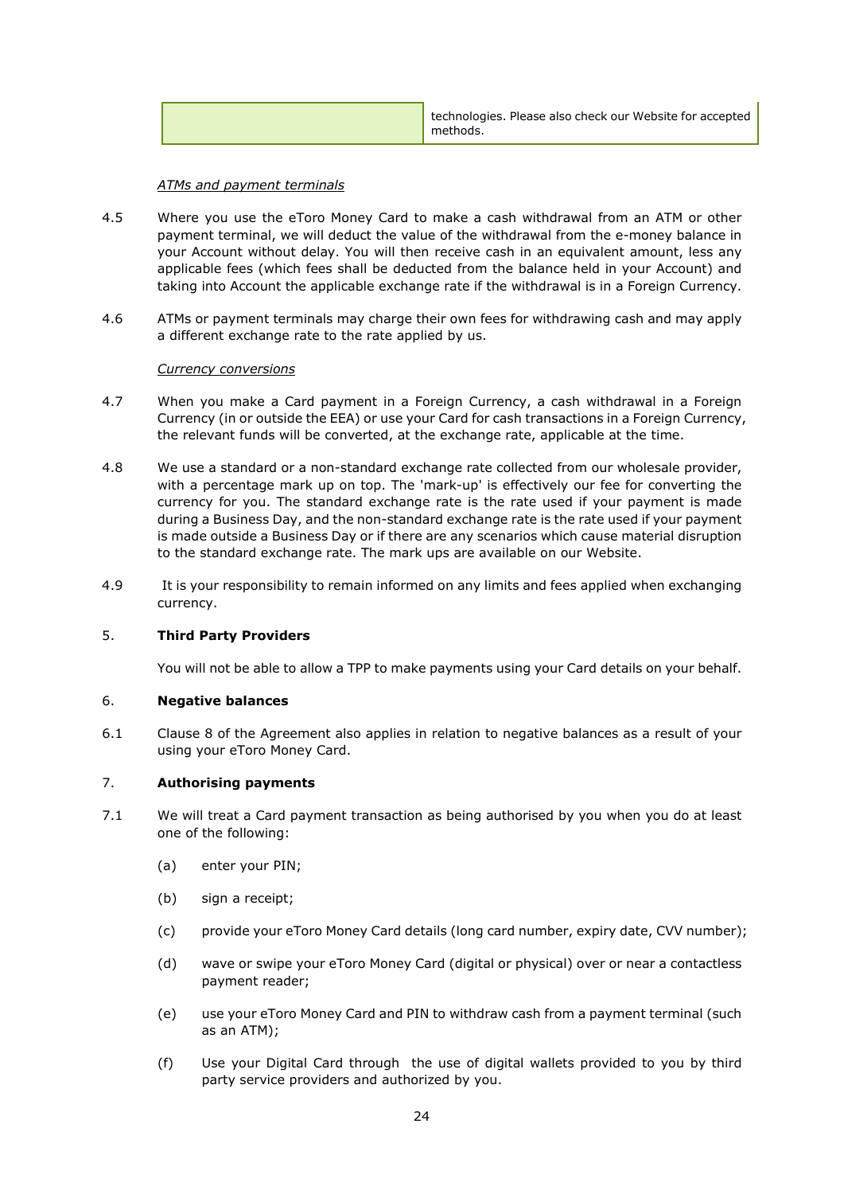| | technologies. Please also check our Website for accepted methods. |
|---|---|

*ATMs and payment terminals*

4.5 Where you use the eToro Money Card to make a cash withdrawal from an ATM or other payment terminal, we will deduct the value of the withdrawal from the e-money balance in your Account without delay. You will then receive cash in an equivalent amount, less any applicable fees (which fees shall be deducted from the balance held in your Account) and taking into Account the applicable exchange rate if the withdrawal is in a Foreign Currency.

4.6 ATMs or payment terminals may charge their own fees for withdrawing cash and may apply a different exchange rate to the rate applied by us.

*Currency conversions*

4.7 When you make a Card payment in a Foreign Currency, a cash withdrawal in a Foreign Currency (in or outside the EEA) or use your Card for cash transactions in a Foreign Currency, the relevant funds will be converted, at the exchange rate, applicable at the time.

4.8 We use a standard or a non-standard exchange rate collected from our wholesale provider, with a percentage mark up on top. The 'mark-up' is effectively our fee for converting the currency for you. The standard exchange rate is the rate used if your payment is made during a Business Day, and the non-standard exchange rate is the rate used if your payment is made outside a Business Day or if there are any scenarios which cause material disruption to the standard exchange rate. The mark ups are available on our Website.

4.9 It is your responsibility to remain informed on any limits and fees applied when exchanging currency.

5. **Third Party Providers**

You will not be able to allow a TPP to make payments using your Card details on your behalf.

6. **Negative balances**

6.1 Clause 8 of the Agreement also applies in relation to negative balances as a result of your using your eToro Money Card.

7. **Authorising payments**

7.1 We will treat a Card payment transaction as being authorised by you when you do at least one of the following:

(a) enter your PIN;

(b) sign a receipt;

(c) provide your eToro Money Card details (long card number, expiry date, CVV number);

(d) wave or swipe your eToro Money Card (digital or physical) over or near a contactless payment reader;

(e) use your eToro Money Card and PIN to withdraw cash from a payment terminal (such as an ATM);

(f) Use your Digital Card through the use of digital wallets provided to you by third party service providers and authorized by you.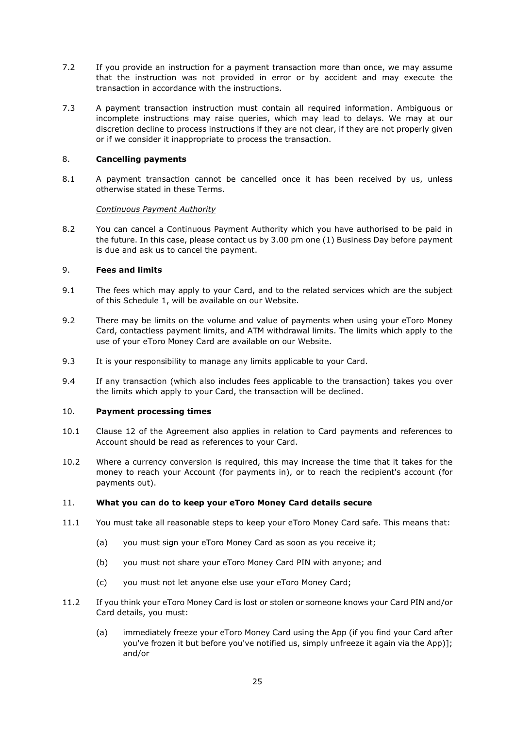7.2 If you provide an instruction for a payment transaction more than once, we may assume that the instruction was not provided in error or by accident and may execute the transaction in accordance with the instructions.

7.3 A payment transaction instruction must contain all required information. Ambiguous or incomplete instructions may raise queries, which may lead to delays. We may at our discretion decline to process instructions if they are not clear, if they are not properly given or if we consider it inappropriate to process the transaction.

8. **Cancelling payments**

8.1 A payment transaction cannot be cancelled once it has been received by us, unless otherwise stated in these Terms.

*Continuous Payment Authority*

8.2 You can cancel a Continuous Payment Authority which you have authorised to be paid in the future. In this case, please contact us by 3.00 pm one (1) Business Day before payment is due and ask us to cancel the payment.

9. **Fees and limits**

9.1 The fees which may apply to your Card, and to the related services which are the subject of this Schedule 1, will be available on our Website.

9.2 There may be limits on the volume and value of payments when using your eToro Money Card, contactless payment limits, and ATM withdrawal limits. The limits which apply to the use of your eToro Money Card are available on our Website.

9.3 It is your responsibility to manage any limits applicable to your Card.

9.4 If any transaction (which also includes fees applicable to the transaction) takes you over the limits which apply to your Card, the transaction will be declined.

10. **Payment processing times**

10.1 Clause 12 of the Agreement also applies in relation to Card payments and references to Account should be read as references to your Card.

10.2 Where a currency conversion is required, this may increase the time that it takes for the money to reach your Account (for payments in), or to reach the recipient's account (for payments out).

11. **What you can do to keep your eToro Money Card details secure**

11.1 You must take all reasonable steps to keep your eToro Money Card safe. This means that:

(a) you must sign your eToro Money Card as soon as you receive it;

(b) you must not share your eToro Money Card PIN with anyone; and

(c) you must not let anyone else use your eToro Money Card;

11.2 If you think your eToro Money Card is lost or stolen or someone knows your Card PIN and/or Card details, you must:

(a) immediately freeze your eToro Money Card using the App (if you find your Card after you've frozen it but before you've notified us, simply unfreeze it again via the App)]; and/or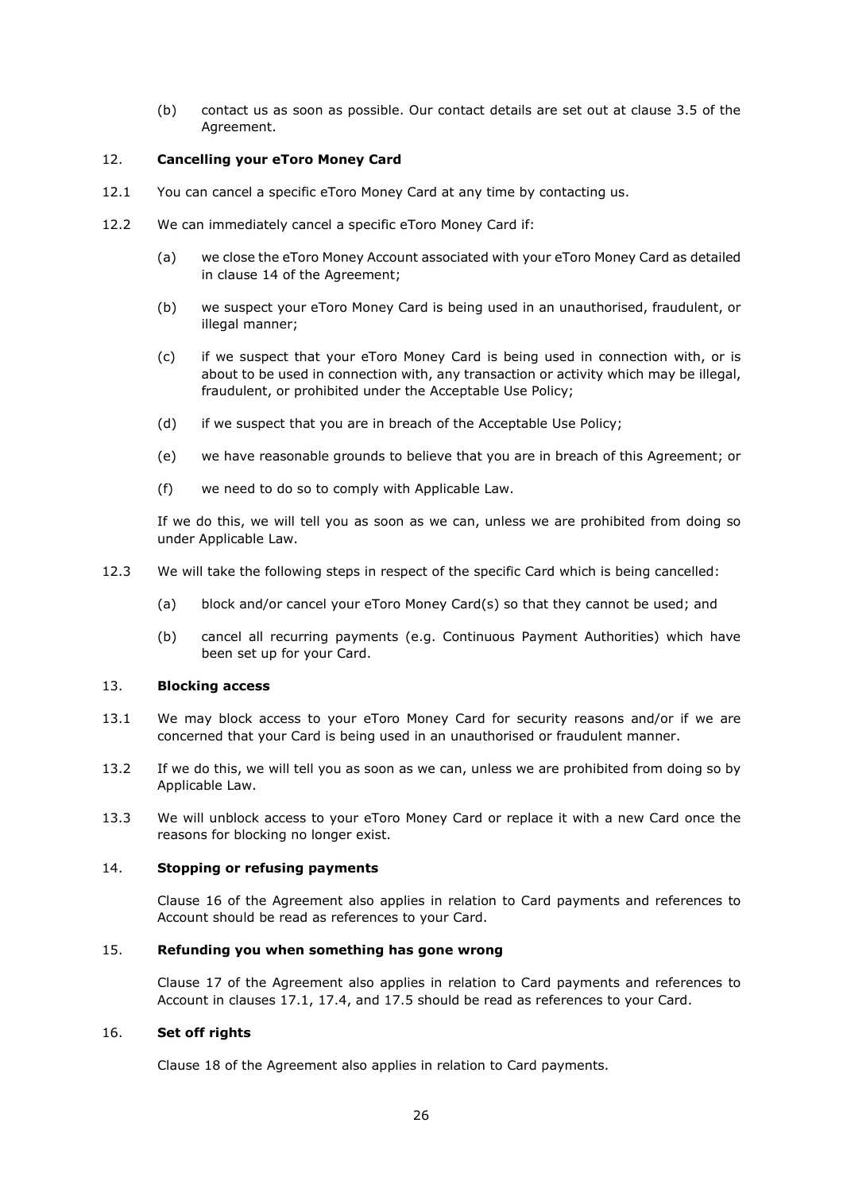(b) contact us as soon as possible. Our contact details are set out at clause 3.5 of the Agreement.

## 12. **Cancelling your eToro Money Card**

12.1 You can cancel a specific eToro Money Card at any time by contacting us.

12.2 We can immediately cancel a specific eToro Money Card if:

(a) we close the eToro Money Account associated with your eToro Money Card as detailed in clause 14 of the Agreement;

(b) we suspect your eToro Money Card is being used in an unauthorised, fraudulent, or illegal manner;

(c) if we suspect that your eToro Money Card is being used in connection with, or is about to be used in connection with, any transaction or activity which may be illegal, fraudulent, or prohibited under the Acceptable Use Policy;

(d) if we suspect that you are in breach of the Acceptable Use Policy;

(e) we have reasonable grounds to believe that you are in breach of this Agreement; or

(f) we need to do so to comply with Applicable Law.

If we do this, we will tell you as soon as we can, unless we are prohibited from doing so under Applicable Law.

12.3 We will take the following steps in respect of the specific Card which is being cancelled:

(a) block and/or cancel your eToro Money Card(s) so that they cannot be used; and

(b) cancel all recurring payments (e.g. Continuous Payment Authorities) which have been set up for your Card.

## 13. **Blocking access**

13.1 We may block access to your eToro Money Card for security reasons and/or if we are concerned that your Card is being used in an unauthorised or fraudulent manner.

13.2 If we do this, we will tell you as soon as we can, unless we are prohibited from doing so by Applicable Law.

13.3 We will unblock access to your eToro Money Card or replace it with a new Card once the reasons for blocking no longer exist.

## 14. **Stopping or refusing payments**

Clause 16 of the Agreement also applies in relation to Card payments and references to Account should be read as references to your Card.

## 15. **Refunding you when something has gone wrong**

Clause 17 of the Agreement also applies in relation to Card payments and references to Account in clauses 17.1, 17.4, and 17.5 should be read as references to your Card.

## 16. **Set off rights**

Clause 18 of the Agreement also applies in relation to Card payments.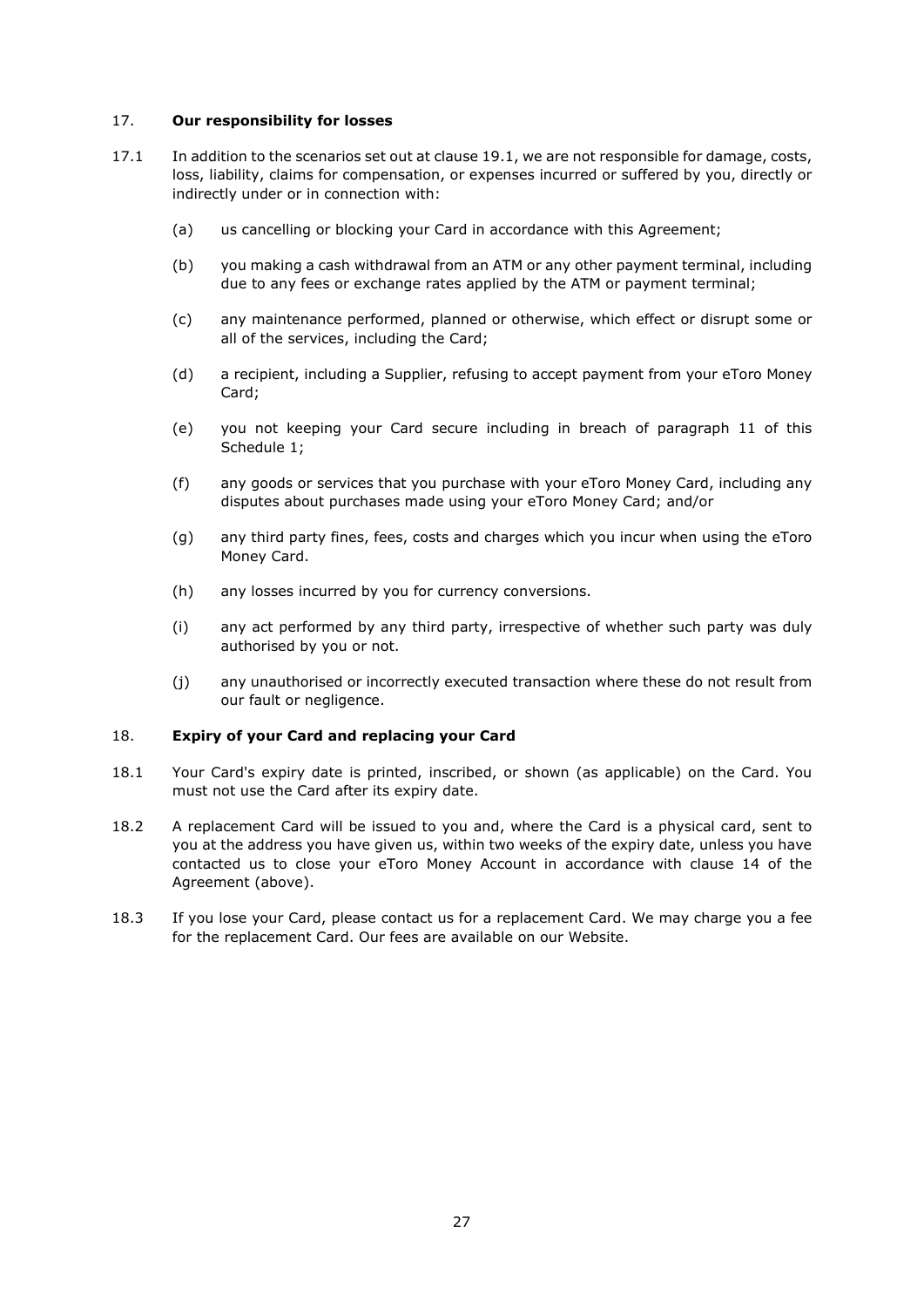## 17. **Our responsibility for losses**

17.1 In addition to the scenarios set out at clause 19.1, we are not responsible for damage, costs, loss, liability, claims for compensation, or expenses incurred or suffered by you, directly or indirectly under or in connection with:

(a) us cancelling or blocking your Card in accordance with this Agreement;

(b) you making a cash withdrawal from an ATM or any other payment terminal, including due to any fees or exchange rates applied by the ATM or payment terminal;

(c) any maintenance performed, planned or otherwise, which effect or disrupt some or all of the services, including the Card;

(d) a recipient, including a Supplier, refusing to accept payment from your eToro Money Card;

(e) you not keeping your Card secure including in breach of paragraph 11 of this Schedule 1;

(f) any goods or services that you purchase with your eToro Money Card, including any disputes about purchases made using your eToro Money Card; and/or

(g) any third party fines, fees, costs and charges which you incur when using the eToro Money Card.

(h) any losses incurred by you for currency conversions.

(i) any act performed by any third party, irrespective of whether such party was duly authorised by you or not.

(j) any unauthorised or incorrectly executed transaction where these do not result from our fault or negligence.

## 18. **Expiry of your Card and replacing your Card**

18.1 Your Card's expiry date is printed, inscribed, or shown (as applicable) on the Card. You must not use the Card after its expiry date.

18.2 A replacement Card will be issued to you and, where the Card is a physical card, sent to you at the address you have given us, within two weeks of the expiry date, unless you have contacted us to close your eToro Money Account in accordance with clause 14 of the Agreement (above).

18.3 If you lose your Card, please contact us for a replacement Card. We may charge you a fee for the replacement Card. Our fees are available on our Website.